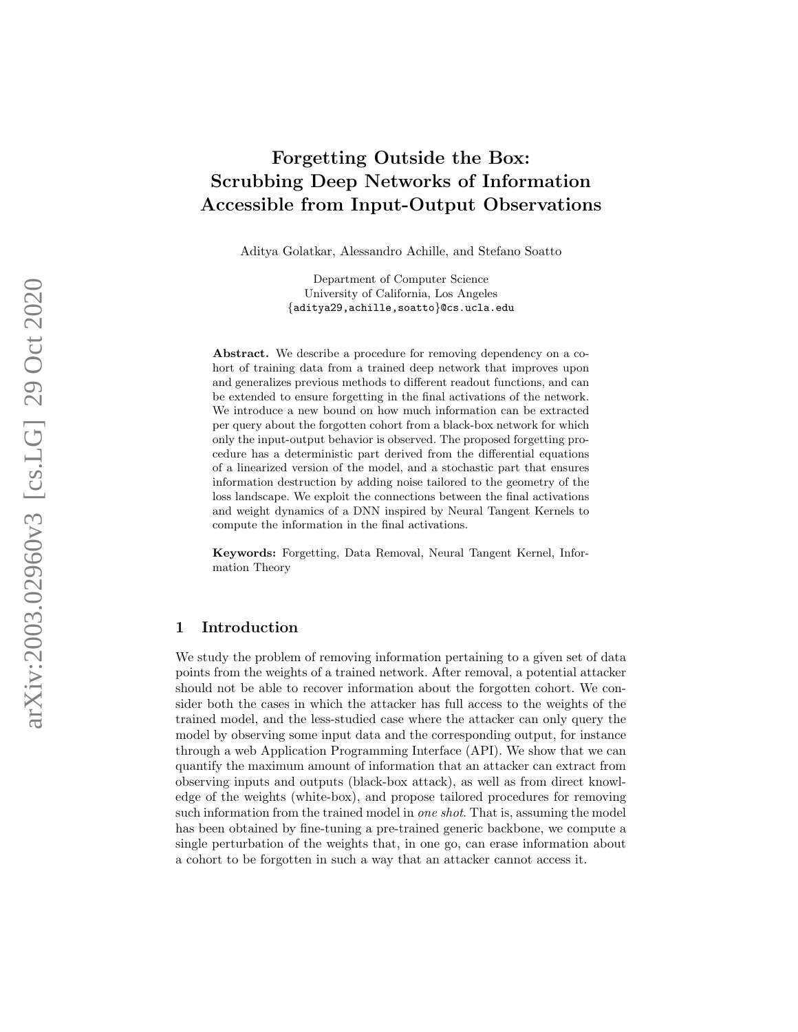# Forgetting Outside the Box: Scrubbing Deep Networks of Information Accessible from Input-Output Observations

Aditya Golatkar, Alessandro Achille, and Stefano Soatto

Department of Computer Science
University of California, Los Angeles
{aditya29,achille,soatto}@cs.ucla.edu

**Abstract.** We describe a procedure for removing dependency on a cohort of training data from a trained deep network that improves upon and generalizes previous methods to different readout functions, and can be extended to ensure forgetting in the final activations of the network. We introduce a new bound on how much information can be extracted per query about the forgotten cohort from a black-box network for which only the input-output behavior is observed. The proposed forgetting procedure has a deterministic part derived from the differential equations of a linearized version of the model, and a stochastic part that ensures information destruction by adding noise tailored to the geometry of the loss landscape. We exploit the connections between the final activations and weight dynamics of a DNN inspired by Neural Tangent Kernels to compute the information in the final activations.

**Keywords:** Forgetting, Data Removal, Neural Tangent Kernel, Information Theory

## 1 Introduction

We study the problem of removing information pertaining to a given set of data points from the weights of a trained network. After removal, a potential attacker should not be able to recover information about the forgotten cohort. We consider both the cases in which the attacker has full access to the weights of the trained model, and the less-studied case where the attacker can only query the model by observing some input data and the corresponding output, for instance through a web Application Programming Interface (API). We show that we can quantify the maximum amount of information that an attacker can extract from observing inputs and outputs (black-box attack), as well as from direct knowledge of the weights (white-box), and propose tailored procedures for removing such information from the trained model in *one shot*. That is, assuming the model has been obtained by fine-tuning a pre-trained generic backbone, we compute a single perturbation of the weights that, in one go, can erase information about a cohort to be forgotten in such a way that an attacker cannot access it.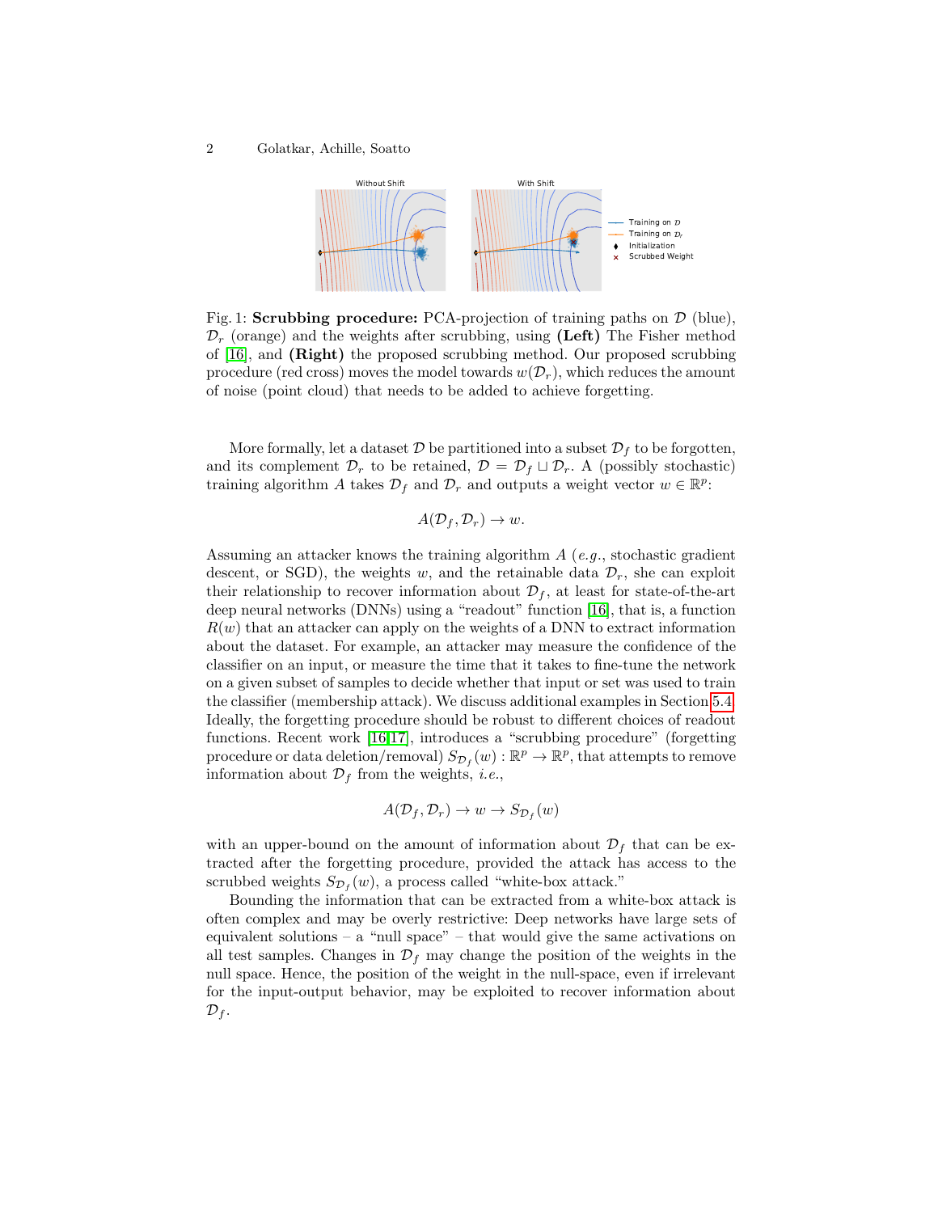Fig. 1: **Scrubbing procedure:** PCA-projection of training paths on $\mathcal{D}$ (blue), $\mathcal{D}_r$ (orange) and the weights after scrubbing, using **(Left)** The Fisher method of [16], and **(Right)** the proposed scrubbing method. Our proposed scrubbing procedure (red cross) moves the model towards $w(\mathcal{D}_r)$, which reduces the amount of noise (point cloud) that needs to be added to achieve forgetting.

More formally, let a dataset $\mathcal{D}$ be partitioned into a subset $\mathcal{D}_f$ to be forgotten, and its complement $\mathcal{D}_r$ to be retained, $\mathcal{D} = \mathcal{D}_f \sqcup \mathcal{D}_r$. A (possibly stochastic) training algorithm $A$ takes $\mathcal{D}_f$ and $\mathcal{D}_r$ and outputs a weight vector $w \in \mathbb{R}^p$:

$$A(\mathcal{D}_f, \mathcal{D}_r) \to w.$$

Assuming an attacker knows the training algorithm $A$ (*e.g.*, stochastic gradient descent, or SGD), the weights $w$, and the retainable data $\mathcal{D}_r$, she can exploit their relationship to recover information about $\mathcal{D}_f$, at least for state-of-the-art deep neural networks (DNNs) using a "readout" function [16], that is, a function $R(w)$ that an attacker can apply on the weights of a DNN to extract information about the dataset. For example, an attacker may measure the confidence of the classifier on an input, or measure the time that it takes to fine-tune the network on a given subset of samples to decide whether that input or set was used to train the classifier (membership attack). We discuss additional examples in Section 5.4. Ideally, the forgetting procedure should be robust to different choices of readout functions. Recent work [16,17], introduces a "scrubbing procedure" (forgetting procedure or data deletion/removal) $S_{\mathcal{D}_f}(w) : \mathbb{R}^p \to \mathbb{R}^p$, that attempts to remove information about $\mathcal{D}_f$ from the weights, *i.e.*,

$$A(\mathcal{D}_f, \mathcal{D}_r) \to w \to S_{\mathcal{D}_f}(w)$$

with an upper-bound on the amount of information about $\mathcal{D}_f$ that can be extracted after the forgetting procedure, provided the attack has access to the scrubbed weights $S_{\mathcal{D}_f}(w)$, a process called "white-box attack."

Bounding the information that can be extracted from a white-box attack is often complex and may be overly restrictive: Deep networks have large sets of equivalent solutions – a "null space" – that would give the same activations on all test samples. Changes in $\mathcal{D}_f$ may change the position of the weights in the null space. Hence, the position of the weight in the null-space, even if irrelevant for the input-output behavior, may be exploited to recover information about $\mathcal{D}_f$.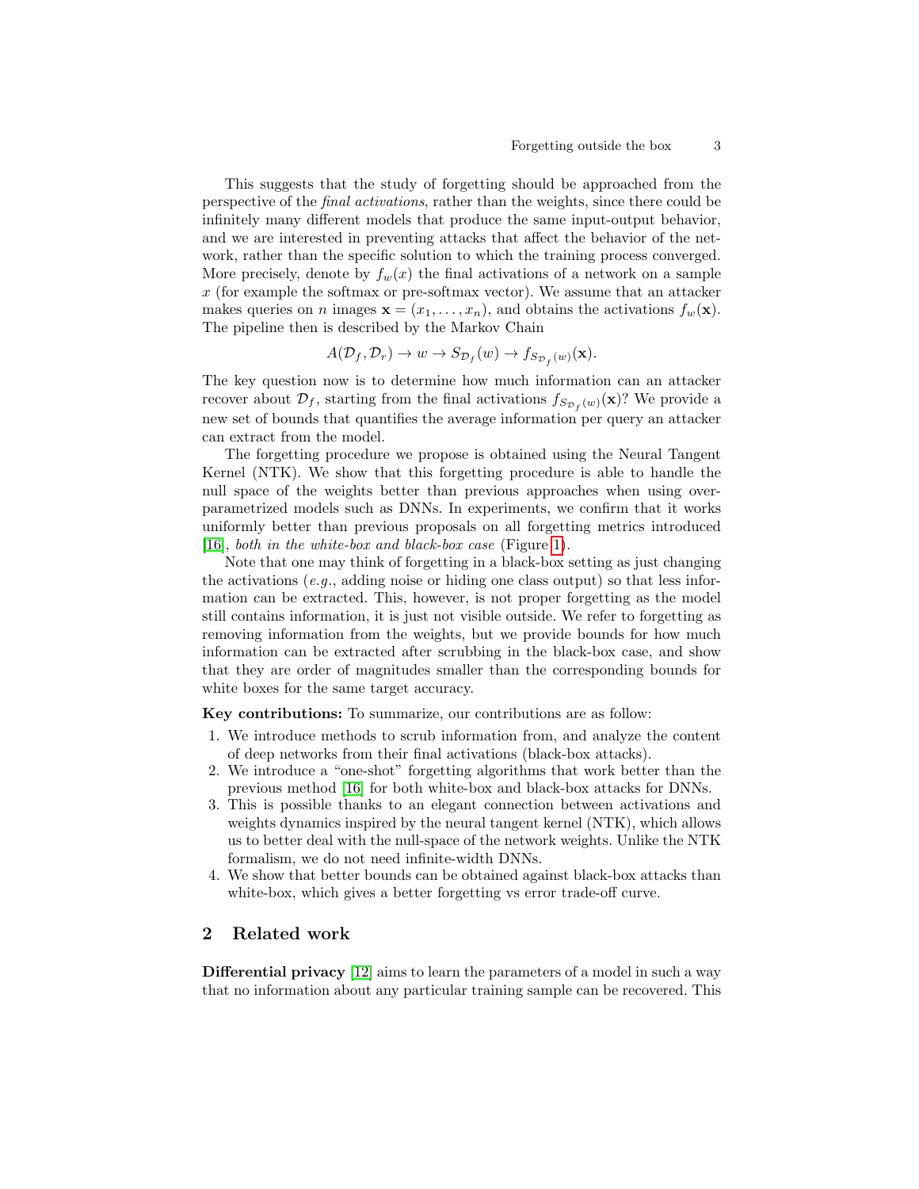This suggests that the study of forgetting should be approached from the perspective of the *final activations*, rather than the weights, since there could be infinitely many different models that produce the same input-output behavior, and we are interested in preventing attacks that affect the behavior of the network, rather than the specific solution to which the training process converged. More precisely, denote by $f_w(x)$ the final activations of a network on a sample $x$ (for example the softmax or pre-softmax vector). We assume that an attacker makes queries on $n$ images $\mathbf{x} = (x_1, \ldots, x_n)$, and obtains the activations $f_w(\mathbf{x})$. The pipeline then is described by the Markov Chain

$$A(\mathcal{D}_f, \mathcal{D}_r) \to w \to S_{\mathcal{D}_f}(w) \to f_{S_{\mathcal{D}_f}(w)}(\mathbf{x}).$$

The key question now is to determine how much information can an attacker recover about $\mathcal{D}_f$, starting from the final activations $f_{S_{\mathcal{D}_f}(w)}(\mathbf{x})$? We provide a new set of bounds that quantifies the average information per query an attacker can extract from the model.

The forgetting procedure we propose is obtained using the Neural Tangent Kernel (NTK). We show that this forgetting procedure is able to handle the null space of the weights better than previous approaches when using over-parametrized models such as DNNs. In experiments, we confirm that it works uniformly better than previous proposals on all forgetting metrics introduced [16], *both in the white-box and black-box case* (Figure 1).

Note that one may think of forgetting in a black-box setting as just changing the activations (*e.g.*, adding noise or hiding one class output) so that less information can be extracted. This, however, is not proper forgetting as the model still contains information, it is just not visible outside. We refer to forgetting as removing information from the weights, but we provide bounds for how much information can be extracted after scrubbing in the black-box case, and show that they are order of magnitudes smaller than the corresponding bounds for white boxes for the same target accuracy.

**Key contributions:** To summarize, our contributions are as follow:

1. We introduce methods to scrub information from, and analyze the content of deep networks from their final activations (black-box attacks).
2. We introduce a "one-shot" forgetting algorithms that work better than the previous method [16] for both white-box and black-box attacks for DNNs.
3. This is possible thanks to an elegant connection between activations and weights dynamics inspired by the neural tangent kernel (NTK), which allows us to better deal with the null-space of the network weights. Unlike the NTK formalism, we do not need infinite-width DNNs.
4. We show that better bounds can be obtained against black-box attacks than white-box, which gives a better forgetting vs error trade-off curve.

## 2 Related work

**Differential privacy** [12] aims to learn the parameters of a model in such a way that no information about any particular training sample can be recovered. This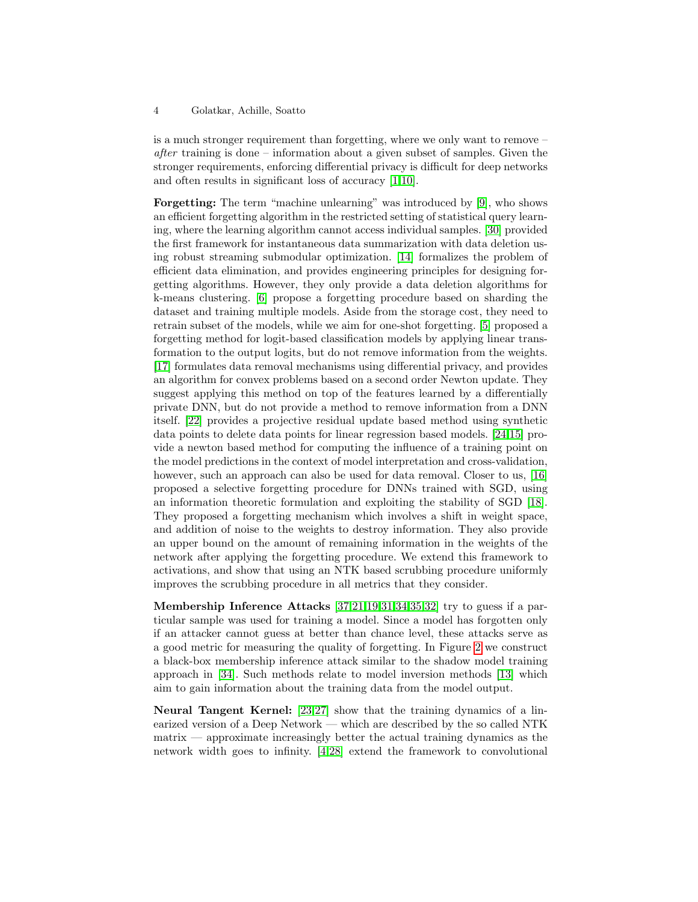is a much stronger requirement than forgetting, where we only want to remove – *after* training is done – information about a given subset of samples. Given the stronger requirements, enforcing differential privacy is difficult for deep networks and often results in significant loss of accuracy [1,10].

**Forgetting:** The term "machine unlearning" was introduced by [9], who shows an efficient forgetting algorithm in the restricted setting of statistical query learning, where the learning algorithm cannot access individual samples. [30] provided the first framework for instantaneous data summarization with data deletion using robust streaming submodular optimization. [14] formalizes the problem of efficient data elimination, and provides engineering principles for designing forgetting algorithms. However, they only provide a data deletion algorithms for k-means clustering. [6] propose a forgetting procedure based on sharding the dataset and training multiple models. Aside from the storage cost, they need to retrain subset of the models, while we aim for one-shot forgetting. [5] proposed a forgetting method for logit-based classification models by applying linear transformation to the output logits, but do not remove information from the weights. [17] formulates data removal mechanisms using differential privacy, and provides an algorithm for convex problems based on a second order Newton update. They suggest applying this method on top of the features learned by a differentially private DNN, but do not provide a method to remove information from a DNN itself. [22] provides a projective residual update based method using synthetic data points to delete data points for linear regression based models. [24,15] provide a newton based method for computing the influence of a training point on the model predictions in the context of model interpretation and cross-validation, however, such an approach can also be used for data removal. Closer to us, [16] proposed a selective forgetting procedure for DNNs trained with SGD, using an information theoretic formulation and exploiting the stability of SGD [18]. They proposed a forgetting mechanism which involves a shift in weight space, and addition of noise to the weights to destroy information. They also provide an upper bound on the amount of remaining information in the weights of the network after applying the forgetting procedure. We extend this framework to activations, and show that using an NTK based scrubbing procedure uniformly improves the scrubbing procedure in all metrics that they consider.

**Membership Inference Attacks** [37,21,19,31,34,35,32] try to guess if a particular sample was used for training a model. Since a model has forgotten only if an attacker cannot guess at better than chance level, these attacks serve as a good metric for measuring the quality of forgetting. In Figure 2 we construct a black-box membership inference attack similar to the shadow model training approach in [34]. Such methods relate to model inversion methods [13] which aim to gain information about the training data from the model output.

**Neural Tangent Kernel:** [23,27] show that the training dynamics of a linearized version of a Deep Network — which are described by the so called NTK matrix — approximate increasingly better the actual training dynamics as the network width goes to infinity. [4,28] extend the framework to convolutional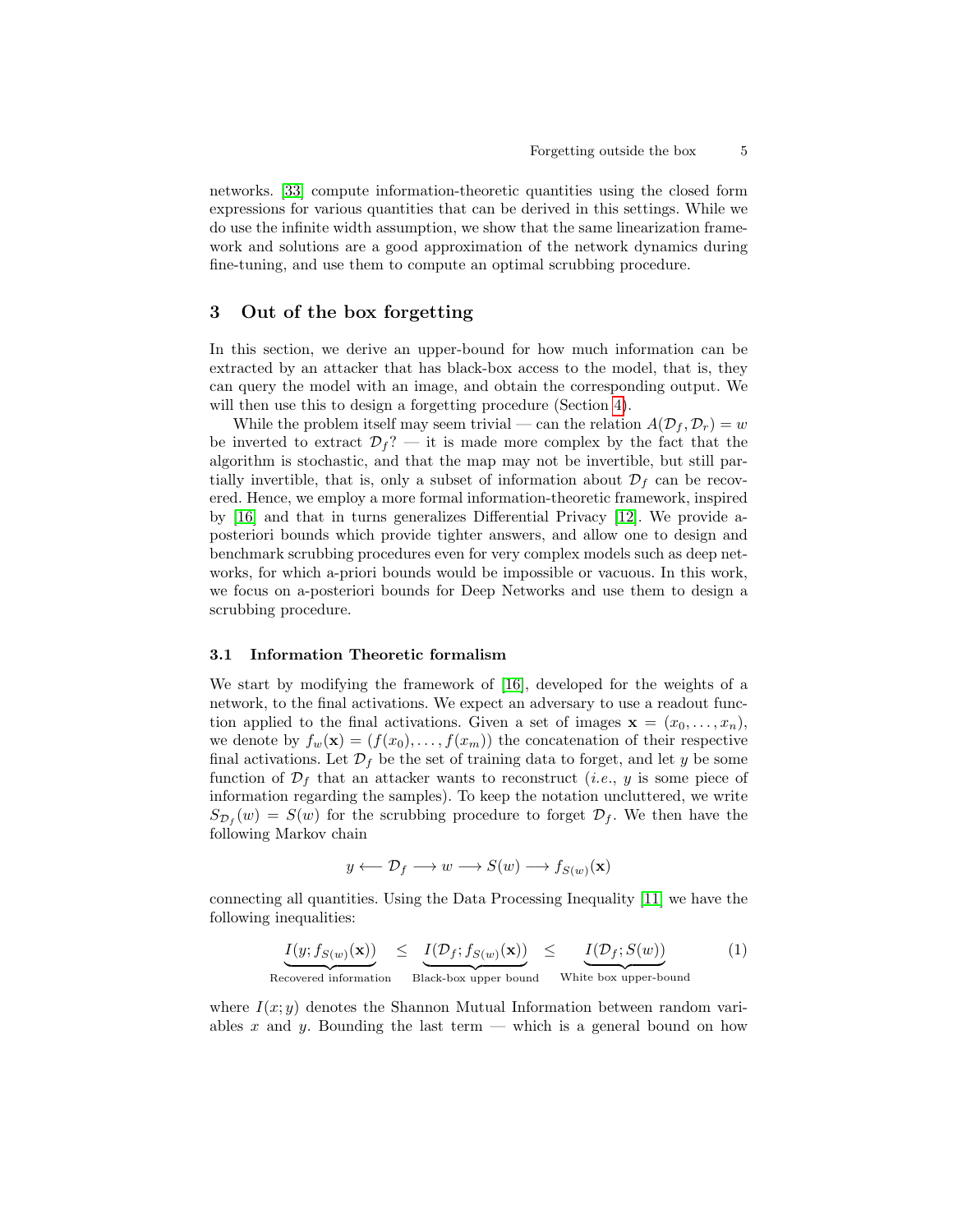networks. [33] compute information-theoretic quantities using the closed form expressions for various quantities that can be derived in this settings. While we do use the infinite width assumption, we show that the same linearization framework and solutions are a good approximation of the network dynamics during fine-tuning, and use them to compute an optimal scrubbing procedure.

## 3 Out of the box forgetting

In this section, we derive an upper-bound for how much information can be extracted by an attacker that has black-box access to the model, that is, they can query the model with an image, and obtain the corresponding output. We will then use this to design a forgetting procedure (Section 4).

While the problem itself may seem trivial — can the relation $A(\mathcal{D}_f, \mathcal{D}_r) = w$ be inverted to extract $\mathcal{D}_f$? — it is made more complex by the fact that the algorithm is stochastic, and that the map may not be invertible, but still partially invertible, that is, only a subset of information about $\mathcal{D}_f$ can be recovered. Hence, we employ a more formal information-theoretic framework, inspired by [16] and that in turns generalizes Differential Privacy [12]. We provide a-posteriori bounds which provide tighter answers, and allow one to design and benchmark scrubbing procedures even for very complex models such as deep networks, for which a-priori bounds would be impossible or vacuous. In this work, we focus on a-posteriori bounds for Deep Networks and use them to design a scrubbing procedure.

### 3.1 Information Theoretic formalism

We start by modifying the framework of [16], developed for the weights of a network, to the final activations. We expect an adversary to use a readout function applied to the final activations. Given a set of images $\mathbf{x} = (x_0, \ldots, x_n)$, we denote by $f_w(\mathbf{x}) = (f(x_0), \ldots, f(x_m))$ the concatenation of their respective final activations. Let $\mathcal{D}_f$ be the set of training data to forget, and let $y$ be some function of $\mathcal{D}_f$ that an attacker wants to reconstruct (*i.e.*, $y$ is some piece of information regarding the samples). To keep the notation uncluttered, we write $S_{\mathcal{D}_f}(w) = S(w)$ for the scrubbing procedure to forget $\mathcal{D}_f$. We then have the following Markov chain

$$y \longleftarrow \mathcal{D}_f \longrightarrow w \longrightarrow S(w) \longrightarrow f_{S(w)}(\mathbf{x})$$

connecting all quantities. Using the Data Processing Inequality [11] we have the following inequalities:

$$\underbrace{I(y; f_{S(w)}(\mathbf{x}))}_{\text{Recovered information}} \leq \underbrace{I(\mathcal{D}_f; f_{S(w)}(\mathbf{x}))}_{\text{Black-box upper bound}} \leq \underbrace{I(\mathcal{D}_f; S(w))}_{\text{White box upper-bound}} \tag{1}$$

where $I(x; y)$ denotes the Shannon Mutual Information between random variables $x$ and $y$. Bounding the last term — which is a general bound on how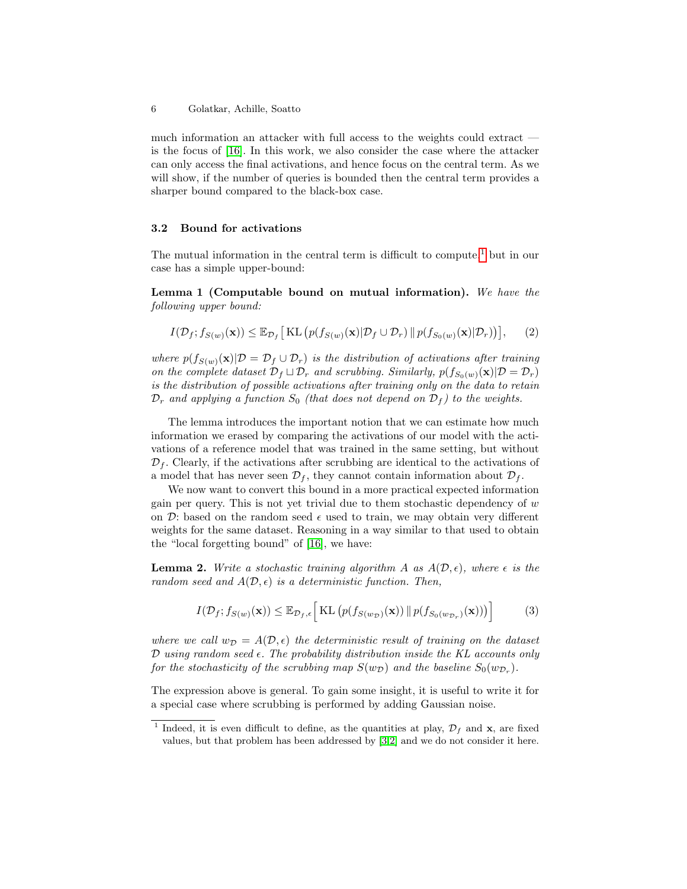much information an attacker with full access to the weights could extract — is the focus of [16]. In this work, we also consider the case where the attacker can only access the final activations, and hence focus on the central term. As we will show, if the number of queries is bounded then the central term provides a sharper bound compared to the black-box case.

### 3.2 Bound for activations

The mutual information in the central term is difficult to compute,[1] but in our case has a simple upper-bound:

**Lemma 1 (Computable bound on mutual information).** *We have the following upper bound:*

$$I(\mathcal{D}_f; f_{S(w)}(\mathbf{x})) \le \mathbb{E}_{\mathcal{D}_f}\big[\,\mathrm{KL}\left(p(f_{S(w)}(\mathbf{x})|\mathcal{D}_f \cup \mathcal{D}_r)\,\|\,p(f_{S_0(w)}(\mathbf{x})|\mathcal{D}_r)\right)\big], \tag{2}$$

*where $p(f_{S(w)}(\mathbf{x})|\mathcal{D} = \mathcal{D}_f \cup \mathcal{D}_r)$ is the distribution of activations after training on the complete dataset $\mathcal{D}_f \sqcup \mathcal{D}_r$ and scrubbing. Similarly, $p(f_{S_0(w)}(\mathbf{x})|\mathcal{D} = \mathcal{D}_r)$ is the distribution of possible activations after training only on the data to retain $\mathcal{D}_r$ and applying a function $S_0$ (that does not depend on $\mathcal{D}_f$) to the weights.*

The lemma introduces the important notion that we can estimate how much information we erased by comparing the activations of our model with the activations of a reference model that was trained in the same setting, but without $\mathcal{D}_f$. Clearly, if the activations after scrubbing are identical to the activations of a model that has never seen $\mathcal{D}_f$, they cannot contain information about $\mathcal{D}_f$.

We now want to convert this bound in a more practical expected information gain per query. This is not yet trivial due to them stochastic dependency of $w$ on $\mathcal{D}$: based on the random seed $\epsilon$ used to train, we may obtain very different weights for the same dataset. Reasoning in a way similar to that used to obtain the "local forgetting bound" of [16], we have:

**Lemma 2.** *Write a stochastic training algorithm $A$ as $A(\mathcal{D}, \epsilon)$, where $\epsilon$ is the random seed and $A(\mathcal{D}, \epsilon)$ is a deterministic function. Then,*

$$I(\mathcal{D}_f; f_{S(w)}(\mathbf{x})) \le \mathbb{E}_{\mathcal{D}_f,\epsilon}\Big[\,\mathrm{KL}\left(p(f_{S(w_{\mathcal{D}})}(\mathbf{x}))\,\|\,p(f_{S_0(w_{\mathcal{D}_r})}(\mathbf{x}))\right)\Big] \tag{3}$$

*where we call $w_{\mathcal{D}} = A(\mathcal{D}, \epsilon)$ the deterministic result of training on the dataset $\mathcal{D}$ using random seed $\epsilon$. The probability distribution inside the KL accounts only for the stochasticity of the scrubbing map $S(w_{\mathcal{D}})$ and the baseline $S_0(w_{\mathcal{D}_r})$.*

The expression above is general. To gain some insight, it is useful to write it for a special case where scrubbing is performed by adding Gaussian noise.

[1] Indeed, it is even difficult to define, as the quantities at play, $\mathcal{D}_f$ and $\mathbf{x}$, are fixed values, but that problem has been addressed by [3,2] and we do not consider it here.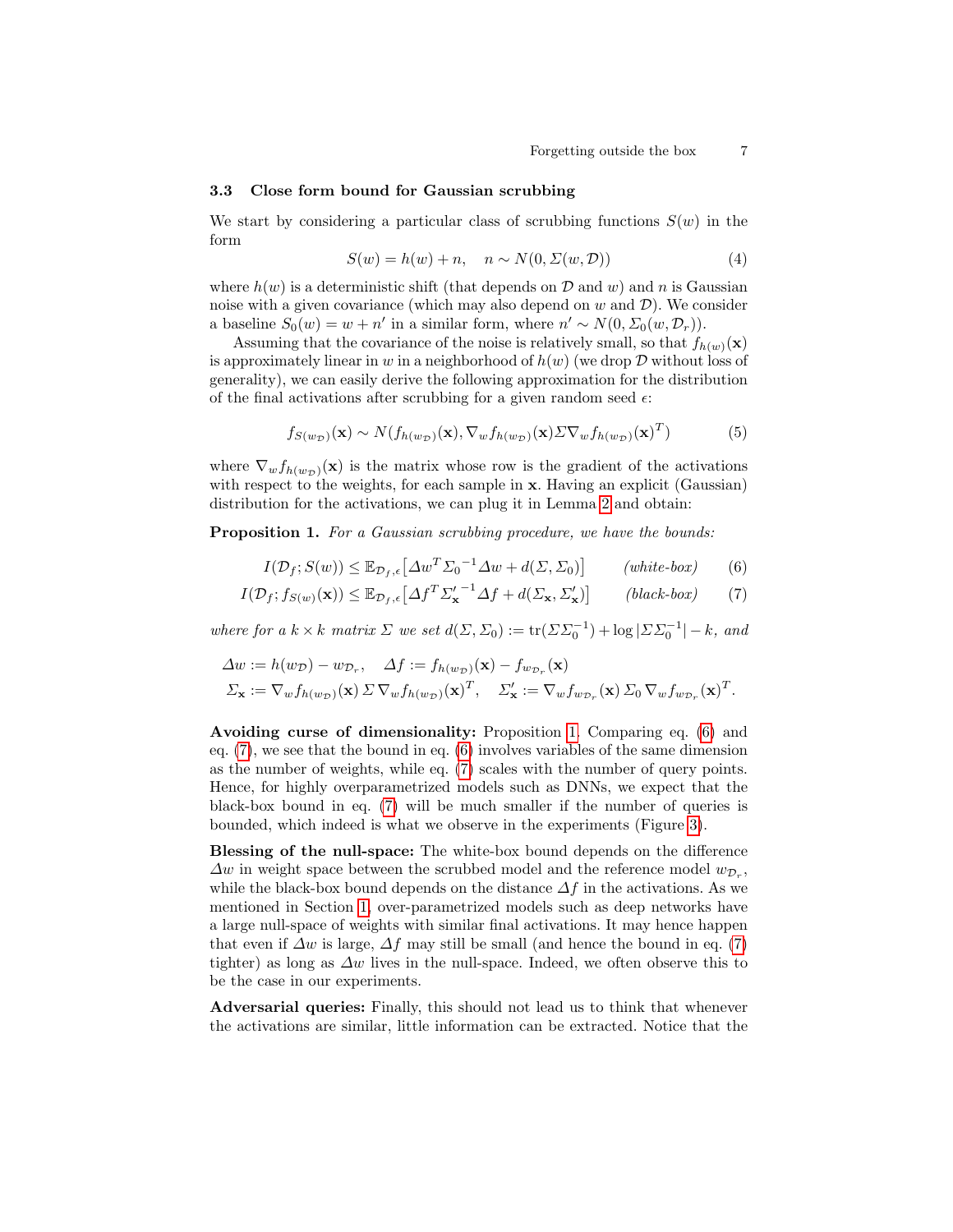### 3.3 Close form bound for Gaussian scrubbing

We start by considering a particular class of scrubbing functions $S(w)$ in the form

$$S(w) = h(w) + n, \quad n \sim N(0, \Sigma(w, \mathcal{D})) \tag{4}$$

where $h(w)$ is a deterministic shift (that depends on $\mathcal{D}$ and $w$) and $n$ is Gaussian noise with a given covariance (which may also depend on $w$ and $\mathcal{D}$). We consider a baseline $S_0(w) = w + n'$ in a similar form, where $n' \sim N(0, \Sigma_0(w, \mathcal{D}_r))$.

Assuming that the covariance of the noise is relatively small, so that $f_{h(w)}(\mathbf{x})$ is approximately linear in $w$ in a neighborhood of $h(w)$ (we drop $\mathcal{D}$ without loss of generality), we can easily derive the following approximation for the distribution of the final activations after scrubbing for a given random seed $\epsilon$:

$$f_{S(w_{\mathcal{D}})}(\mathbf{x}) \sim N(f_{h(w_{\mathcal{D}})}(\mathbf{x}), \nabla_w f_{h(w_{\mathcal{D}})}(\mathbf{x}) \Sigma \nabla_w f_{h(w_{\mathcal{D}})}(\mathbf{x})^T) \tag{5}$$

where $\nabla_w f_{h(w_{\mathcal{D}})}(\mathbf{x})$ is the matrix whose row is the gradient of the activations with respect to the weights, for each sample in $\mathbf{x}$. Having an explicit (Gaussian) distribution for the activations, we can plug it in Lemma 2 and obtain:

**Proposition 1.** *For a Gaussian scrubbing procedure, we have the bounds:*

$$I(\mathcal{D}_f; S(w)) \leq \mathbb{E}_{\mathcal{D}_f, \epsilon}\big[\Delta w^T {\Sigma_0}^{-1} \Delta w + d(\Sigma, \Sigma_0)\big] \qquad \textit{(white-box)} \tag{6}$$

$$I(\mathcal{D}_f; f_{S(w)}(\mathbf{x})) \leq \mathbb{E}_{\mathcal{D}_f, \epsilon}\big[\Delta f^T {\Sigma'_{\mathbf{x}}}^{-1} \Delta f + d(\Sigma_{\mathbf{x}}, \Sigma'_{\mathbf{x}})\big] \qquad \textit{(black-box)} \tag{7}$$

*where for a $k \times k$ matrix $\Sigma$ we set $d(\Sigma, \Sigma_0) := \operatorname{tr}(\Sigma \Sigma_0^{-1}) + \log|\Sigma \Sigma_0^{-1}| - k$, and*

$$\Delta w := h(w_{\mathcal{D}}) - w_{\mathcal{D}_r}, \quad \Delta f := f_{h(w_{\mathcal{D}})}(\mathbf{x}) - f_{w_{\mathcal{D}_r}}(\mathbf{x})$$
$$\Sigma_{\mathbf{x}} := \nabla_w f_{h(w_{\mathcal{D}})}(\mathbf{x}) \, \Sigma \, \nabla_w f_{h(w_{\mathcal{D}})}(\mathbf{x})^T, \quad \Sigma'_{\mathbf{x}} := \nabla_w f_{w_{\mathcal{D}_r}}(\mathbf{x}) \, \Sigma_0 \, \nabla_w f_{w_{\mathcal{D}_r}}(\mathbf{x})^T.$$

**Avoiding curse of dimensionality:** Proposition 1. Comparing eq. (6) and eq. (7), we see that the bound in eq. (6) involves variables of the same dimension as the number of weights, while eq. (7) scales with the number of query points. Hence, for highly overparametrized models such as DNNs, we expect that the black-box bound in eq. (7) will be much smaller if the number of queries is bounded, which indeed is what we observe in the experiments (Figure 3).

**Blessing of the null-space:** The white-box bound depends on the difference $\Delta w$ in weight space between the scrubbed model and the reference model $w_{\mathcal{D}_r}$, while the black-box bound depends on the distance $\Delta f$ in the activations. As we mentioned in Section 1, over-parametrized models such as deep networks have a large null-space of weights with similar final activations. It may hence happen that even if $\Delta w$ is large, $\Delta f$ may still be small (and hence the bound in eq. (7) tighter) as long as $\Delta w$ lives in the null-space. Indeed, we often observe this to be the case in our experiments.

**Adversarial queries:** Finally, this should not lead us to think that whenever the activations are similar, little information can be extracted. Notice that the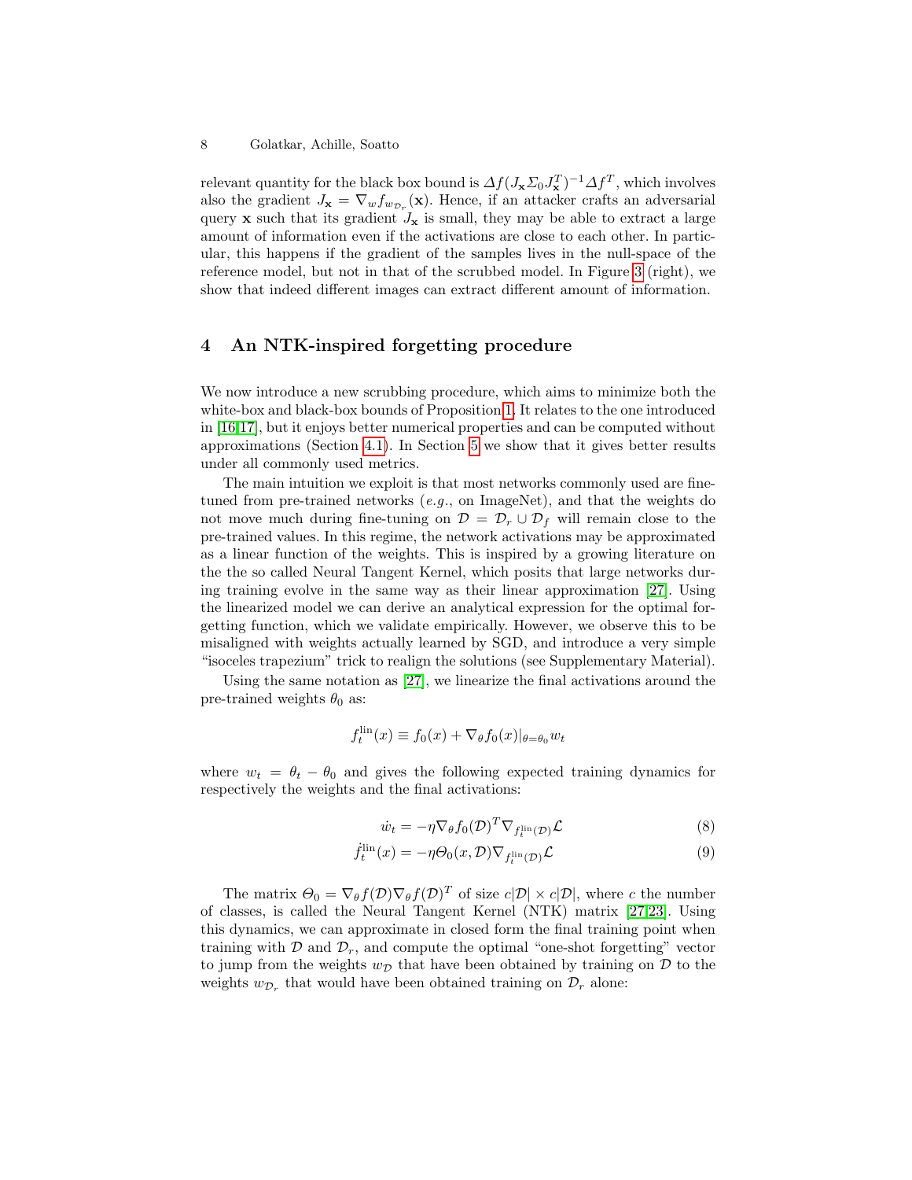relevant quantity for the black box bound is $\Delta f (J_{\mathbf{x}} \Sigma_0 J_{\mathbf{x}}^T)^{-1} \Delta f^T$, which involves also the gradient $J_{\mathbf{x}} = \nabla_w f_{w_{\mathcal{D}_r}}(\mathbf{x})$. Hence, if an attacker crafts an adversarial query $\mathbf{x}$ such that its gradient $J_{\mathbf{x}}$ is small, they may be able to extract a large amount of information even if the activations are close to each other. In particular, this happens if the gradient of the samples lives in the null-space of the reference model, but not in that of the scrubbed model. In Figure 3 (right), we show that indeed different images can extract different amount of information.

## 4 An NTK-inspired forgetting procedure

We now introduce a new scrubbing procedure, which aims to minimize both the white-box and black-box bounds of Proposition 1. It relates to the one introduced in [16,17], but it enjoys better numerical properties and can be computed without approximations (Section 4.1). In Section 5 we show that it gives better results under all commonly used metrics.

The main intuition we exploit is that most networks commonly used are fine-tuned from pre-trained networks (*e.g.*, on ImageNet), and that the weights do not move much during fine-tuning on $\mathcal{D} = \mathcal{D}_r \cup \mathcal{D}_f$ will remain close to the pre-trained values. In this regime, the network activations may be approximated as a linear function of the weights. This is inspired by a growing literature on the the so called Neural Tangent Kernel, which posits that large networks during training evolve in the same way as their linear approximation [27]. Using the linearized model we can derive an analytical expression for the optimal forgetting function, which we validate empirically. However, we observe this to be misaligned with weights actually learned by SGD, and introduce a very simple "isoceles trapezium" trick to realign the solutions (see Supplementary Material).

Using the same notation as [27], we linearize the final activations around the pre-trained weights $\theta_0$ as:

$$f_t^{\text{lin}}(x) \equiv f_0(x) + \nabla_\theta f_0(x)|_{\theta=\theta_0} w_t$$

where $w_t = \theta_t - \theta_0$ and gives the following expected training dynamics for respectively the weights and the final activations:

$$\dot{w}_t = -\eta \nabla_\theta f_0(\mathcal{D})^T \nabla_{f_t^{\text{lin}}(\mathcal{D})} \mathcal{L} \tag{8}$$

$$\dot{f}_t^{\text{lin}}(x) = -\eta \Theta_0(x, \mathcal{D}) \nabla_{f_t^{\text{lin}}(\mathcal{D})} \mathcal{L} \tag{9}$$

The matrix $\Theta_0 = \nabla_\theta f(\mathcal{D}) \nabla_\theta f(\mathcal{D})^T$ of size $c|\mathcal{D}| \times c|\mathcal{D}|$, where $c$ the number of classes, is called the Neural Tangent Kernel (NTK) matrix [27,23]. Using this dynamics, we can approximate in closed form the final training point when training with $\mathcal{D}$ and $\mathcal{D}_r$, and compute the optimal "one-shot forgetting" vector to jump from the weights $w_{\mathcal{D}}$ that have been obtained by training on $\mathcal{D}$ to the weights $w_{\mathcal{D}_r}$ that would have been obtained training on $\mathcal{D}_r$ alone: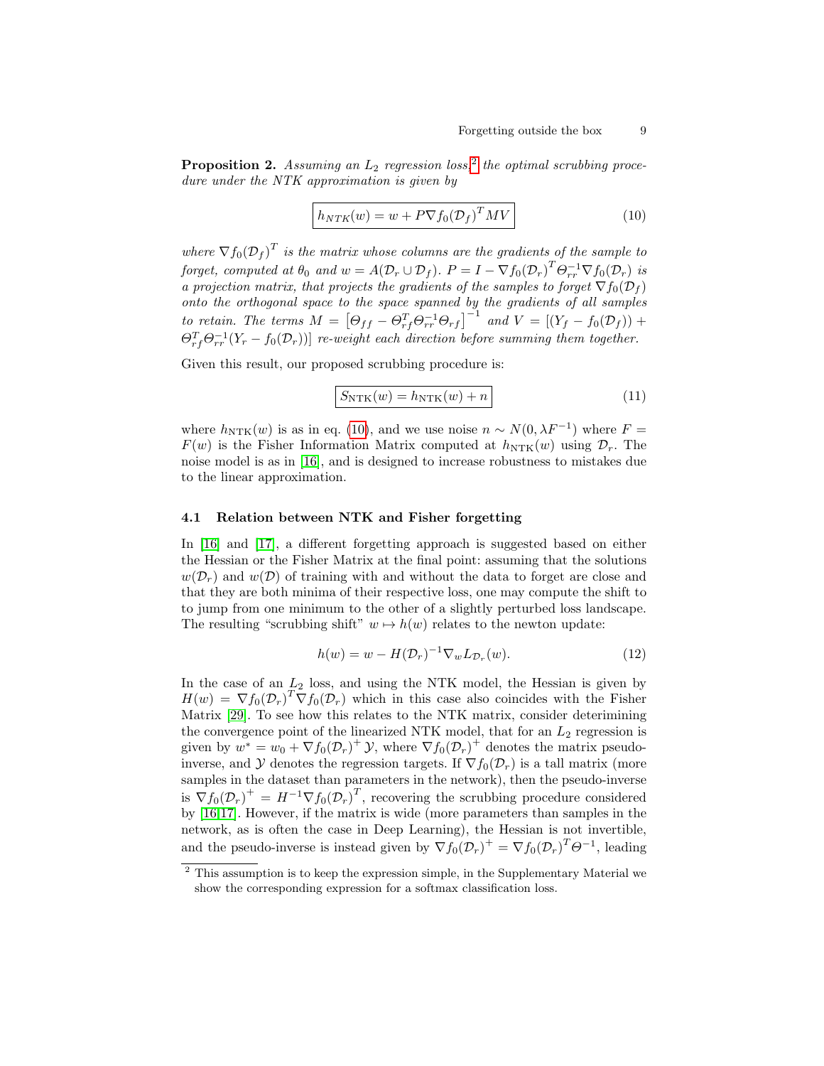**Proposition 2.** *Assuming an $L_2$ regression loss,*[2] *the optimal scrubbing procedure under the NTK approximation is given by*

$$\boxed{h_{NTK}(w) = w + P \nabla f_0(\mathcal{D}_f)^T M V} \tag{10}$$

*where $\nabla f_0(\mathcal{D}_f)^T$ is the matrix whose columns are the gradients of the sample to forget, computed at $\theta_0$ and $w = A(\mathcal{D}_r \cup \mathcal{D}_f)$. $P = I - \nabla f_0(\mathcal{D}_r)^T \Theta_{rr}^{-1} \nabla f_0(\mathcal{D}_r)$ is a projection matrix, that projects the gradients of the samples to forget $\nabla f_0(\mathcal{D}_f)$ onto the orthogonal space to the space spanned by the gradients of all samples to retain. The terms $M = \left[\Theta_{ff} - \Theta_{rf}^T \Theta_{rr}^{-1} \Theta_{rf}\right]^{-1}$ and $V = [(Y_f - f_0(\mathcal{D}_f)) + \Theta_{rf}^T \Theta_{rr}^{-1}(Y_r - f_0(\mathcal{D}_r))]$ re-weight each direction before summing them together.*

Given this result, our proposed scrubbing procedure is:

$$\boxed{S_{\text{NTK}}(w) = h_{\text{NTK}}(w) + n} \tag{11}$$

where $h_{\text{NTK}}(w)$ is as in eq. (10), and we use noise $n \sim N(0, \lambda F^{-1})$ where $F = F(w)$ is the Fisher Information Matrix computed at $h_{\text{NTK}}(w)$ using $\mathcal{D}_r$. The noise model is as in [16], and is designed to increase robustness to mistakes due to the linear approximation.

### 4.1 Relation between NTK and Fisher forgetting

In [16] and [17], a different forgetting approach is suggested based on either the Hessian or the Fisher Matrix at the final point: assuming that the solutions $w(\mathcal{D}_r)$ and $w(\mathcal{D})$ of training with and without the data to forget are close and that they are both minima of their respective loss, one may compute the shift to to jump from one minimum to the other of a slightly perturbed loss landscape. The resulting "scrubbing shift" $w \mapsto h(w)$ relates to the newton update:

$$h(w) = w - H(\mathcal{D}_r)^{-1} \nabla_w L_{\mathcal{D}_r}(w). \tag{12}$$

In the case of an $L_2$ loss, and using the NTK model, the Hessian is given by $H(w) = \nabla f_0(\mathcal{D}_r)^T \nabla f_0(\mathcal{D}_r)$ which in this case also coincides with the Fisher Matrix [29]. To see how this relates to the NTK matrix, consider deterimining the convergence point of the linearized NTK model, that for an $L_2$ regression is given by $w^* = w_0 + \nabla f_0(\mathcal{D}_r)^+ \mathcal{Y}$, where $\nabla f_0(\mathcal{D}_r)^+$ denotes the matrix pseudo-inverse, and $\mathcal{Y}$ denotes the regression targets. If $\nabla f_0(\mathcal{D}_r)$ is a tall matrix (more samples in the dataset than parameters in the network), then the pseudo-inverse is $\nabla f_0(\mathcal{D}_r)^+ = H^{-1} \nabla f_0(\mathcal{D}_r)^T$, recovering the scrubbing procedure considered by [16,17]. However, if the matrix is wide (more parameters than samples in the network, as is often the case in Deep Learning), the Hessian is not invertible, and the pseudo-inverse is instead given by $\nabla f_0(\mathcal{D}_r)^+ = \nabla f_0(\mathcal{D}_r)^T \Theta^{-1}$, leading

[2] This assumption is to keep the expression simple, in the Supplementary Material we show the corresponding expression for a softmax classification loss.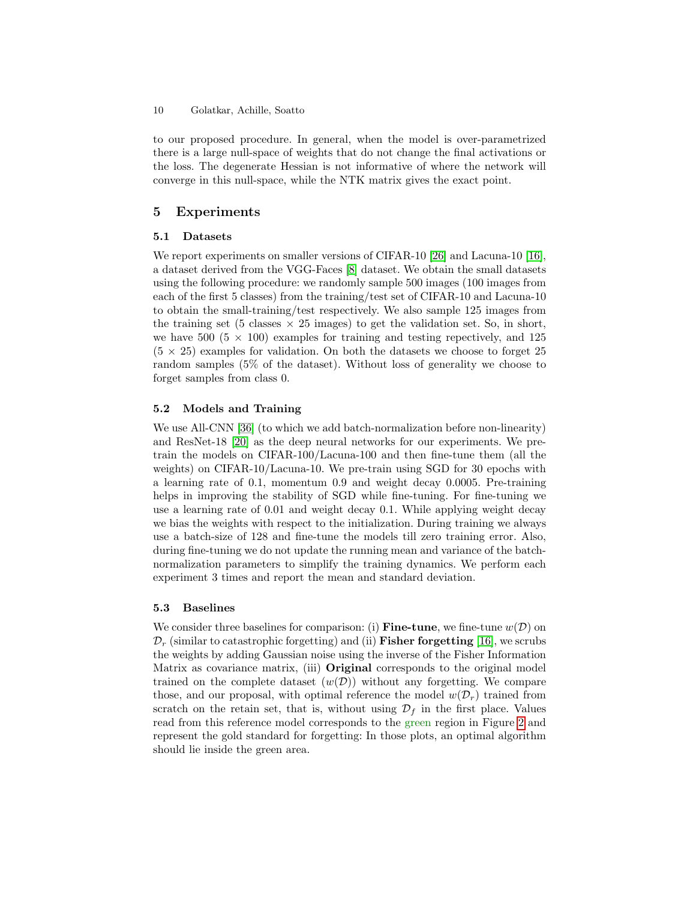to our proposed procedure. In general, when the model is over-parametrized there is a large null-space of weights that do not change the final activations or the loss. The degenerate Hessian is not informative of where the network will converge in this null-space, while the NTK matrix gives the exact point.

## 5 Experiments

### 5.1 Datasets

We report experiments on smaller versions of CIFAR-10 [26] and Lacuna-10 [16], a dataset derived from the VGG-Faces [8] dataset. We obtain the small datasets using the following procedure: we randomly sample 500 images (100 images from each of the first 5 classes) from the training/test set of CIFAR-10 and Lacuna-10 to obtain the small-training/test respectively. We also sample 125 images from the training set (5 classes × 25 images) to get the validation set. So, in short, we have 500 (5 × 100) examples for training and testing repectively, and 125 (5 × 25) examples for validation. On both the datasets we choose to forget 25 random samples (5% of the dataset). Without loss of generality we choose to forget samples from class 0.

### 5.2 Models and Training

We use All-CNN [36] (to which we add batch-normalization before non-linearity) and ResNet-18 [20] as the deep neural networks for our experiments. We pre-train the models on CIFAR-100/Lacuna-100 and then fine-tune them (all the weights) on CIFAR-10/Lacuna-10. We pre-train using SGD for 30 epochs with a learning rate of 0.1, momentum 0.9 and weight decay 0.0005. Pre-training helps in improving the stability of SGD while fine-tuning. For fine-tuning we use a learning rate of 0.01 and weight decay 0.1. While applying weight decay we bias the weights with respect to the initialization. During training we always use a batch-size of 128 and fine-tune the models till zero training error. Also, during fine-tuning we do not update the running mean and variance of the batch-normalization parameters to simplify the training dynamics. We perform each experiment 3 times and report the mean and standard deviation.

### 5.3 Baselines

We consider three baselines for comparison: (i) **Fine-tune**, we fine-tune $w(\mathcal{D})$ on $\mathcal{D}_r$ (similar to catastrophic forgetting) and (ii) **Fisher forgetting** [16], we scrubs the weights by adding Gaussian noise using the inverse of the Fisher Information Matrix as covariance matrix, (iii) **Original** corresponds to the original model trained on the complete dataset ($w(\mathcal{D})$) without any forgetting. We compare those, and our proposal, with optimal reference the model $w(\mathcal{D}_r)$ trained from scratch on the retain set, that is, without using $\mathcal{D}_f$ in the first place. Values read from this reference model corresponds to the green region in Figure 2 and represent the gold standard for forgetting: In those plots, an optimal algorithm should lie inside the green area.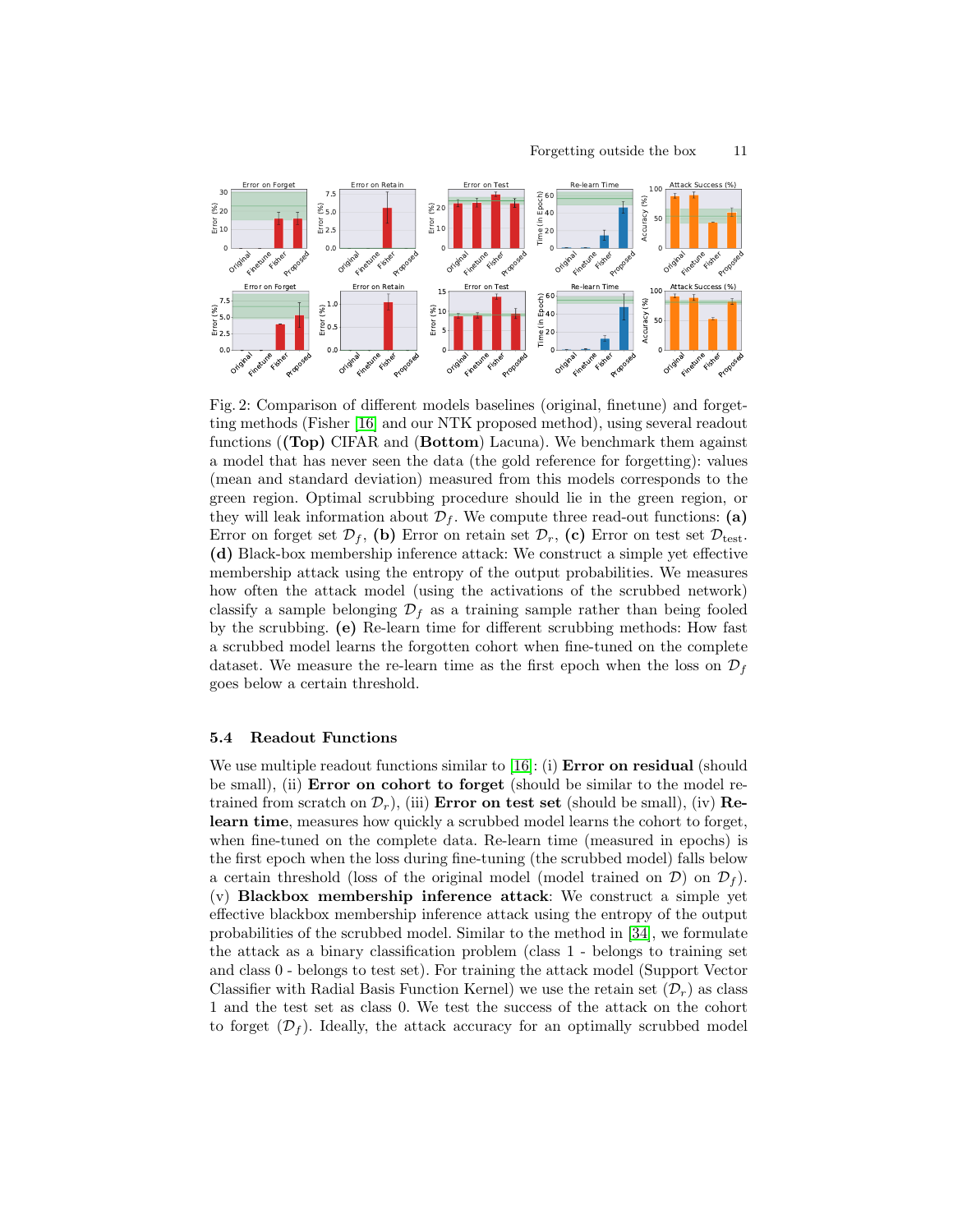Fig. 2: Comparison of different models baselines (original, finetune) and forgetting methods (Fisher [16] and our NTK proposed method), using several readout functions (**(Top)** CIFAR and (**Bottom**) Lacuna). We benchmark them against a model that has never seen the data (the gold reference for forgetting): values (mean and standard deviation) measured from this models corresponds to the green region. Optimal scrubbing procedure should lie in the green region, or they will leak information about $\mathcal{D}_f$. We compute three read-out functions: **(a)** Error on forget set $\mathcal{D}_f$, **(b)** Error on retain set $\mathcal{D}_r$, **(c)** Error on test set $\mathcal{D}_{\text{test}}$. **(d)** Black-box membership inference attack: We construct a simple yet effective membership attack using the entropy of the output probabilities. We measures how often the attack model (using the activations of the scrubbed network) classify a sample belonging $\mathcal{D}_f$ as a training sample rather than being fooled by the scrubbing. **(e)** Re-learn time for different scrubbing methods: How fast a scrubbed model learns the forgotten cohort when fine-tuned on the complete dataset. We measure the re-learn time as the first epoch when the loss on $\mathcal{D}_f$ goes below a certain threshold.

### 5.4 Readout Functions

We use multiple readout functions similar to [16]: (i) **Error on residual** (should be small), (ii) **Error on cohort to forget** (should be similar to the model re-trained from scratch on $\mathcal{D}_r$), (iii) **Error on test set** (should be small), (iv) **Re-learn time**, measures how quickly a scrubbed model learns the cohort to forget, when fine-tuned on the complete data. Re-learn time (measured in epochs) is the first epoch when the loss during fine-tuning (the scrubbed model) falls below a certain threshold (loss of the original model (model trained on $\mathcal{D}$) on $\mathcal{D}_f$). (v) **Blackbox membership inference attack**: We construct a simple yet effective blackbox membership inference attack using the entropy of the output probabilities of the scrubbed model. Similar to the method in [34], we formulate the attack as a binary classification problem (class 1 - belongs to training set and class 0 - belongs to test set). For training the attack model (Support Vector Classifier with Radial Basis Function Kernel) we use the retain set ($\mathcal{D}_r$) as class 1 and the test set as class 0. We test the success of the attack on the cohort to forget ($\mathcal{D}_f$). Ideally, the attack accuracy for an optimally scrubbed model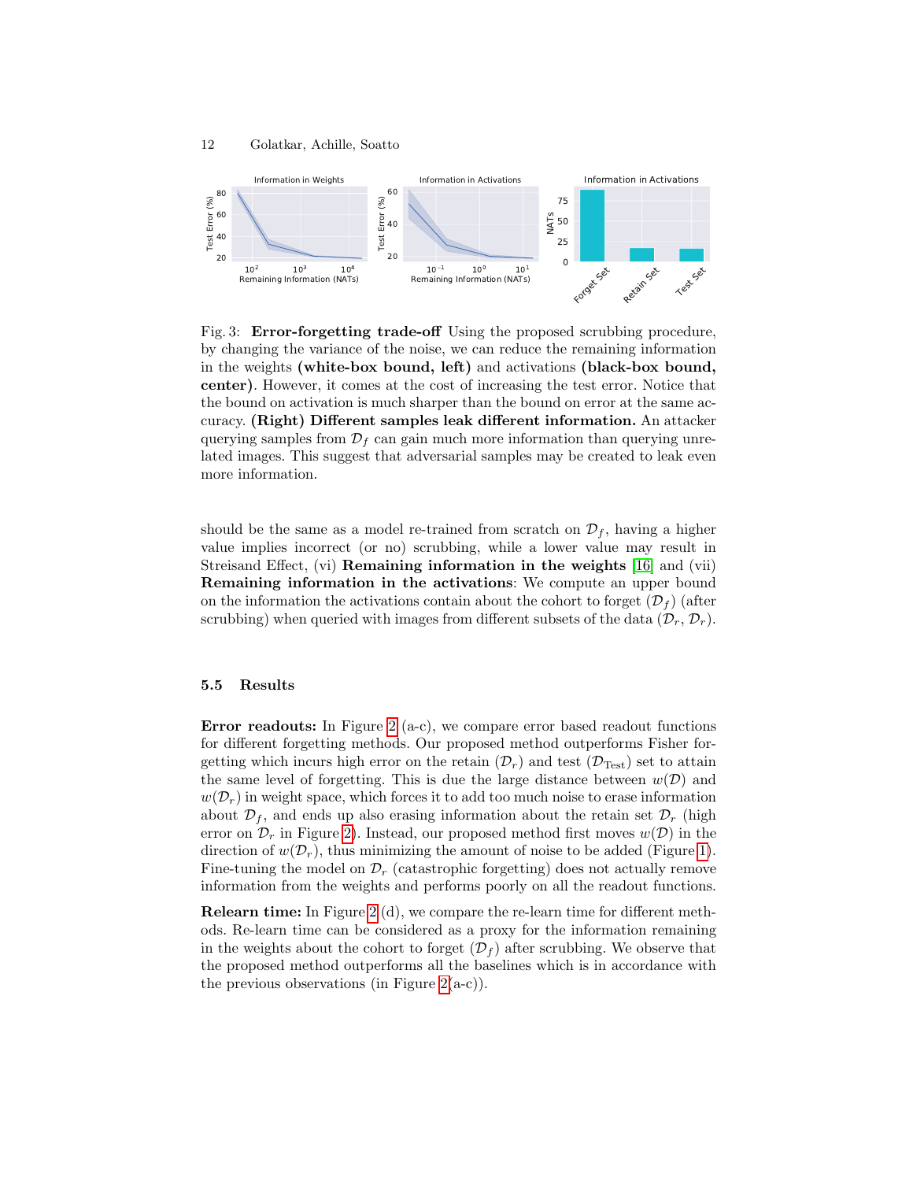Fig. 3: **Error-forgetting trade-off** Using the proposed scrubbing procedure, by changing the variance of the noise, we can reduce the remaining information in the weights **(white-box bound, left)** and activations **(black-box bound, center)**. However, it comes at the cost of increasing the test error. Notice that the bound on activation is much sharper than the bound on error at the same accuracy. **(Right) Different samples leak different information.** An attacker querying samples from $\mathcal{D}_f$ can gain much more information than querying unrelated images. This suggest that adversarial samples may be created to leak even more information.

should be the same as a model re-trained from scratch on $\mathcal{D}_f$, having a higher value implies incorrect (or no) scrubbing, while a lower value may result in Streisand Effect, (vi) **Remaining information in the weights** [16] and (vii) **Remaining information in the activations**: We compute an upper bound on the information the activations contain about the cohort to forget ($\mathcal{D}_f$) (after scrubbing) when queried with images from different subsets of the data ($\mathcal{D}_r$, $\mathcal{D}_r$).

### 5.5 Results

**Error readouts:** In Figure 2 (a-c), we compare error based readout functions for different forgetting methods. Our proposed method outperforms Fisher forgetting which incurs high error on the retain ($\mathcal{D}_r$) and test ($\mathcal{D}_{\text{Test}}$) set to attain the same level of forgetting. This is due the large distance between $w(\mathcal{D})$ and $w(\mathcal{D}_r)$ in weight space, which forces it to add too much noise to erase information about $\mathcal{D}_f$, and ends up also erasing information about the retain set $\mathcal{D}_r$ (high error on $\mathcal{D}_r$ in Figure 2). Instead, our proposed method first moves $w(\mathcal{D})$ in the direction of $w(\mathcal{D}_r)$, thus minimizing the amount of noise to be added (Figure 1). Fine-tuning the model on $\mathcal{D}_r$ (catastrophic forgetting) does not actually remove information from the weights and performs poorly on all the readout functions.

**Relearn time:** In Figure 2 (d), we compare the re-learn time for different methods. Re-learn time can be considered as a proxy for the information remaining in the weights about the cohort to forget ($\mathcal{D}_f$) after scrubbing. We observe that the proposed method outperforms all the baselines which is in accordance with the previous observations (in Figure 2(a-c)).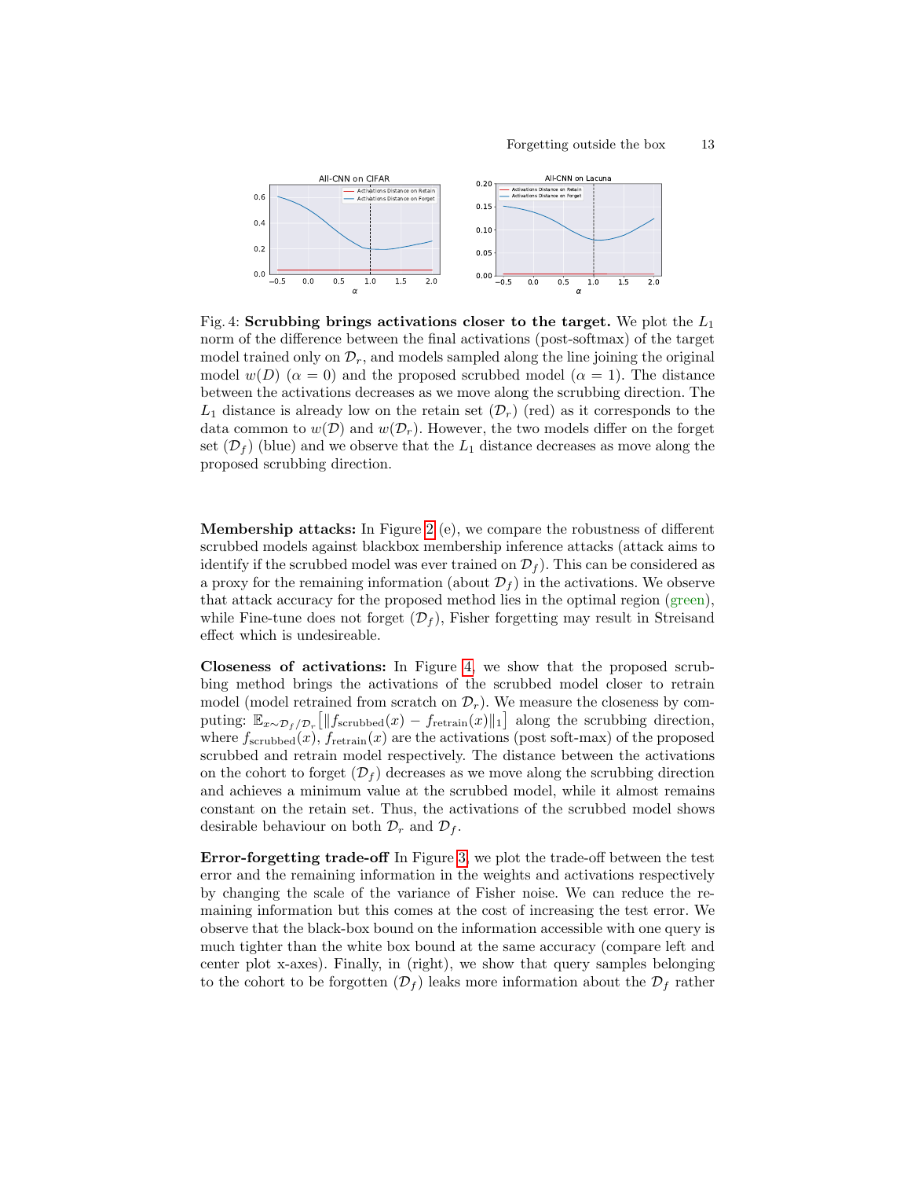Fig. 4: **Scrubbing brings activations closer to the target.** We plot the $L_1$ norm of the difference between the final activations (post-softmax) of the target model trained only on $\mathcal{D}_r$, and models sampled along the line joining the original model $w(D)$ ($\alpha = 0$) and the proposed scrubbed model ($\alpha = 1$). The distance between the activations decreases as we move along the scrubbing direction. The $L_1$ distance is already low on the retain set ($\mathcal{D}_r$) (red) as it corresponds to the data common to $w(\mathcal{D})$ and $w(\mathcal{D}_r)$. However, the two models differ on the forget set ($\mathcal{D}_f$) (blue) and we observe that the $L_1$ distance decreases as move along the proposed scrubbing direction.

**Membership attacks:** In Figure 2 (e), we compare the robustness of different scrubbed models against blackbox membership inference attacks (attack aims to identify if the scrubbed model was ever trained on $\mathcal{D}_f$). This can be considered as a proxy for the remaining information (about $\mathcal{D}_f$) in the activations. We observe that attack accuracy for the proposed method lies in the optimal region (green), while Fine-tune does not forget ($\mathcal{D}_f$), Fisher forgetting may result in Streisand effect which is undesireable.

**Closeness of activations:** In Figure 4, we show that the proposed scrubbing method brings the activations of the scrubbed model closer to retrain model (model retrained from scratch on $\mathcal{D}_r$). We measure the closeness by computing: $\mathbb{E}_{x\sim\mathcal{D}_f/\mathcal{D}_r}\left[\|f_{\text{scrubbed}}(x) - f_{\text{retrain}}(x)\|_1\right]$ along the scrubbing direction, where $f_{\text{scrubbed}}(x)$, $f_{\text{retrain}}(x)$ are the activations (post soft-max) of the proposed scrubbed and retrain model respectively. The distance between the activations on the cohort to forget ($\mathcal{D}_f$) decreases as we move along the scrubbing direction and achieves a minimum value at the scrubbed model, while it almost remains constant on the retain set. Thus, the activations of the scrubbed model shows desirable behaviour on both $\mathcal{D}_r$ and $\mathcal{D}_f$.

**Error-forgetting trade-off** In Figure 3, we plot the trade-off between the test error and the remaining information in the weights and activations respectively by changing the scale of the variance of Fisher noise. We can reduce the remaining information but this comes at the cost of increasing the test error. We observe that the black-box bound on the information accessible with one query is much tighter than the white box bound at the same accuracy (compare left and center plot x-axes). Finally, in (right), we show that query samples belonging to the cohort to be forgotten ($\mathcal{D}_f$) leaks more information about the $\mathcal{D}_f$ rather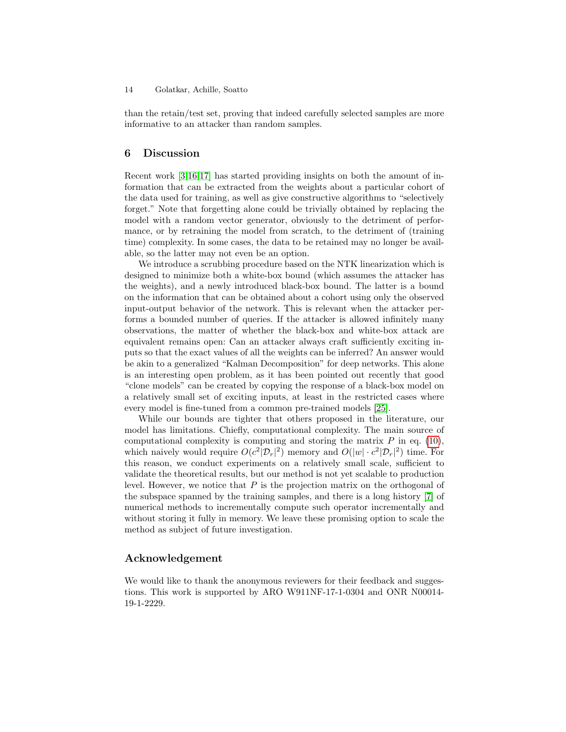than the retain/test set, proving that indeed carefully selected samples are more informative to an attacker than random samples.

## 6 Discussion

Recent work [3,16,17] has started providing insights on both the amount of information that can be extracted from the weights about a particular cohort of the data used for training, as well as give constructive algorithms to "selectively forget." Note that forgetting alone could be trivially obtained by replacing the model with a random vector generator, obviously to the detriment of performance, or by retraining the model from scratch, to the detriment of (training time) complexity. In some cases, the data to be retained may no longer be available, so the latter may not even be an option.

We introduce a scrubbing procedure based on the NTK linearization which is designed to minimize both a white-box bound (which assumes the attacker has the weights), and a newly introduced black-box bound. The latter is a bound on the information that can be obtained about a cohort using only the observed input-output behavior of the network. This is relevant when the attacker performs a bounded number of queries. If the attacker is allowed infinitely many observations, the matter of whether the black-box and white-box attack are equivalent remains open: Can an attacker always craft sufficiently exciting inputs so that the exact values of all the weights can be inferred? An answer would be akin to a generalized "Kalman Decomposition" for deep networks. This alone is an interesting open problem, as it has been pointed out recently that good "clone models" can be created by copying the response of a black-box model on a relatively small set of exciting inputs, at least in the restricted cases where every model is fine-tuned from a common pre-trained models [25].

While our bounds are tighter that others proposed in the literature, our model has limitations. Chiefly, computational complexity. The main source of computational complexity is computing and storing the matrix $P$ in eq. (10), which naively would require $O(c^2|\mathcal{D}_r|^2)$ memory and $O(|w| \cdot c^2|\mathcal{D}_r|^2)$ time. For this reason, we conduct experiments on a relatively small scale, sufficient to validate the theoretical results, but our method is not yet scalable to production level. However, we notice that $P$ is the projection matrix on the orthogonal of the subspace spanned by the training samples, and there is a long history [7] of numerical methods to incrementally compute such operator incrementally and without storing it fully in memory. We leave these promising option to scale the method as subject of future investigation.

## Acknowledgement

We would like to thank the anonymous reviewers for their feedback and suggestions. This work is supported by ARO W911NF-17-1-0304 and ONR N00014-19-1-2229.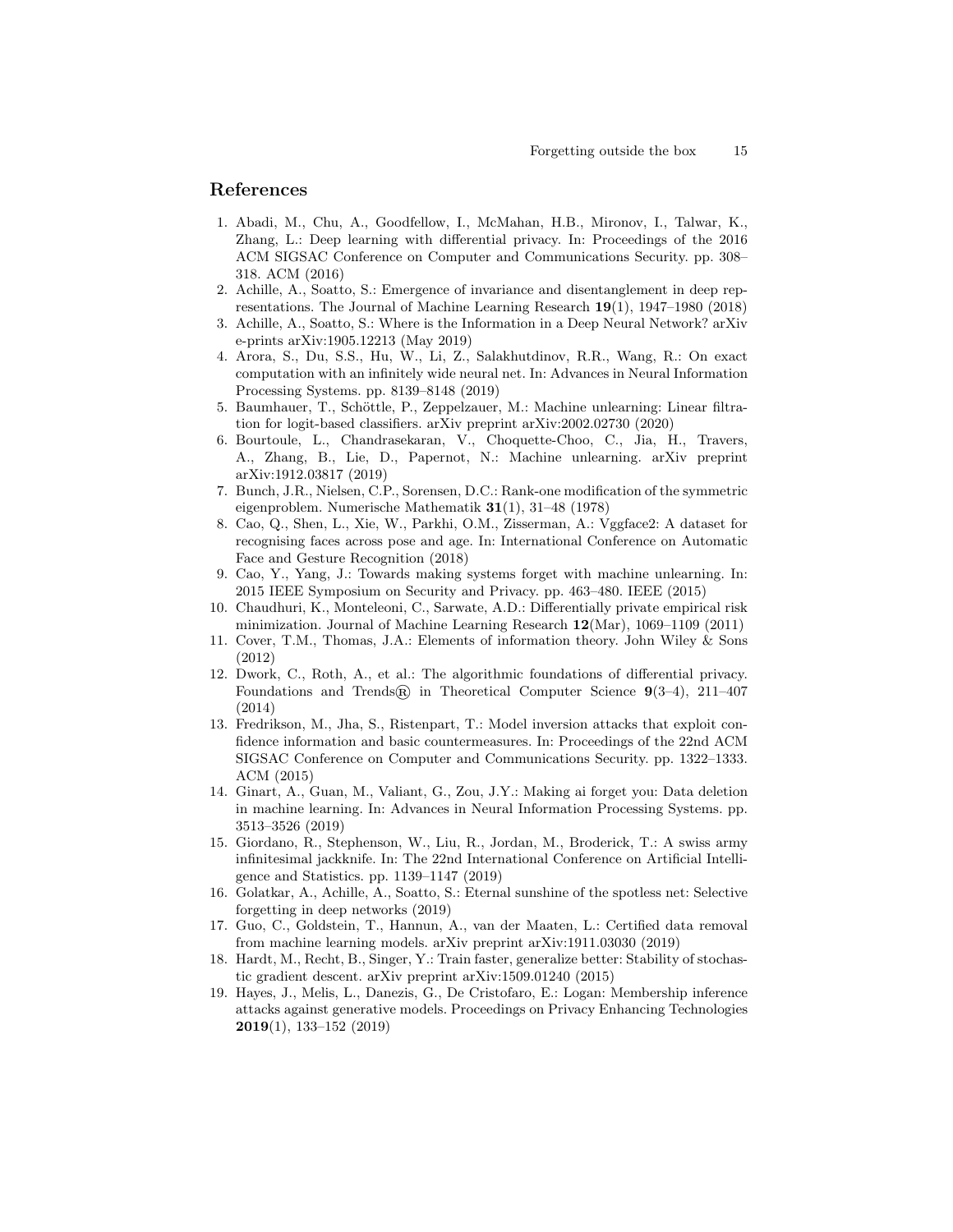## References

1. Abadi, M., Chu, A., Goodfellow, I., McMahan, H.B., Mironov, I., Talwar, K., Zhang, L.: Deep learning with differential privacy. In: Proceedings of the 2016 ACM SIGSAC Conference on Computer and Communications Security. pp. 308–318. ACM (2016)
2. Achille, A., Soatto, S.: Emergence of invariance and disentanglement in deep representations. The Journal of Machine Learning Research **19**(1), 1947–1980 (2018)
3. Achille, A., Soatto, S.: Where is the Information in a Deep Neural Network? arXiv e-prints arXiv:1905.12213 (May 2019)
4. Arora, S., Du, S.S., Hu, W., Li, Z., Salakhutdinov, R.R., Wang, R.: On exact computation with an infinitely wide neural net. In: Advances in Neural Information Processing Systems. pp. 8139–8148 (2019)
5. Baumhauer, T., Schöttle, P., Zeppelzauer, M.: Machine unlearning: Linear filtration for logit-based classifiers. arXiv preprint arXiv:2002.02730 (2020)
6. Bourtoule, L., Chandrasekaran, V., Choquette-Choo, C., Jia, H., Travers, A., Zhang, B., Lie, D., Papernot, N.: Machine unlearning. arXiv preprint arXiv:1912.03817 (2019)
7. Bunch, J.R., Nielsen, C.P., Sorensen, D.C.: Rank-one modification of the symmetric eigenproblem. Numerische Mathematik **31**(1), 31–48 (1978)
8. Cao, Q., Shen, L., Xie, W., Parkhi, O.M., Zisserman, A.: Vggface2: A dataset for recognising faces across pose and age. In: International Conference on Automatic Face and Gesture Recognition (2018)
9. Cao, Y., Yang, J.: Towards making systems forget with machine unlearning. In: 2015 IEEE Symposium on Security and Privacy. pp. 463–480. IEEE (2015)
10. Chaudhuri, K., Monteleoni, C., Sarwate, A.D.: Differentially private empirical risk minimization. Journal of Machine Learning Research **12**(Mar), 1069–1109 (2011)
11. Cover, T.M., Thomas, J.A.: Elements of information theory. John Wiley & Sons (2012)
12. Dwork, C., Roth, A., et al.: The algorithmic foundations of differential privacy. Foundations and Trends® in Theoretical Computer Science **9**(3–4), 211–407 (2014)
13. Fredrikson, M., Jha, S., Ristenpart, T.: Model inversion attacks that exploit confidence information and basic countermeasures. In: Proceedings of the 22nd ACM SIGSAC Conference on Computer and Communications Security. pp. 1322–1333. ACM (2015)
14. Ginart, A., Guan, M., Valiant, G., Zou, J.Y.: Making ai forget you: Data deletion in machine learning. In: Advances in Neural Information Processing Systems. pp. 3513–3526 (2019)
15. Giordano, R., Stephenson, W., Liu, R., Jordan, M., Broderick, T.: A swiss army infinitesimal jackknife. In: The 22nd International Conference on Artificial Intelligence and Statistics. pp. 1139–1147 (2019)
16. Golatkar, A., Achille, A., Soatto, S.: Eternal sunshine of the spotless net: Selective forgetting in deep networks (2019)
17. Guo, C., Goldstein, T., Hannun, A., van der Maaten, L.: Certified data removal from machine learning models. arXiv preprint arXiv:1911.03030 (2019)
18. Hardt, M., Recht, B., Singer, Y.: Train faster, generalize better: Stability of stochastic gradient descent. arXiv preprint arXiv:1509.01240 (2015)
19. Hayes, J., Melis, L., Danezis, G., De Cristofaro, E.: Logan: Membership inference attacks against generative models. Proceedings on Privacy Enhancing Technologies **2019**(1), 133–152 (2019)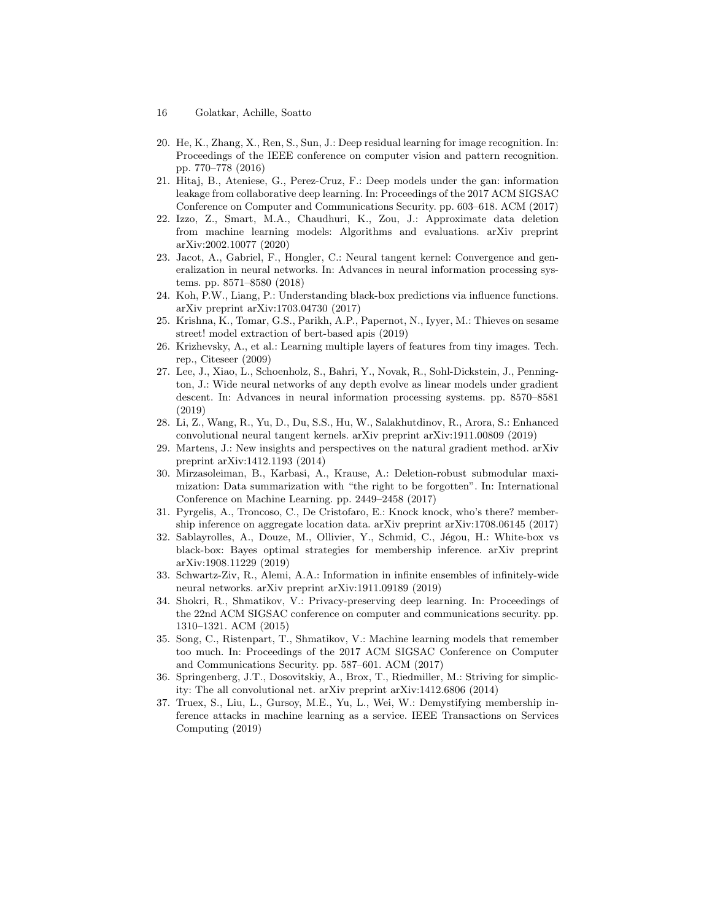20. He, K., Zhang, X., Ren, S., Sun, J.: Deep residual learning for image recognition. In: Proceedings of the IEEE conference on computer vision and pattern recognition. pp. 770–778 (2016)
21. Hitaj, B., Ateniese, G., Perez-Cruz, F.: Deep models under the gan: information leakage from collaborative deep learning. In: Proceedings of the 2017 ACM SIGSAC Conference on Computer and Communications Security. pp. 603–618. ACM (2017)
22. Izzo, Z., Smart, M.A., Chaudhuri, K., Zou, J.: Approximate data deletion from machine learning models: Algorithms and evaluations. arXiv preprint arXiv:2002.10077 (2020)
23. Jacot, A., Gabriel, F., Hongler, C.: Neural tangent kernel: Convergence and generalization in neural networks. In: Advances in neural information processing systems. pp. 8571–8580 (2018)
24. Koh, P.W., Liang, P.: Understanding black-box predictions via influence functions. arXiv preprint arXiv:1703.04730 (2017)
25. Krishna, K., Tomar, G.S., Parikh, A.P., Papernot, N., Iyyer, M.: Thieves on sesame street! model extraction of bert-based apis (2019)
26. Krizhevsky, A., et al.: Learning multiple layers of features from tiny images. Tech. rep., Citeseer (2009)
27. Lee, J., Xiao, L., Schoenholz, S., Bahri, Y., Novak, R., Sohl-Dickstein, J., Pennington, J.: Wide neural networks of any depth evolve as linear models under gradient descent. In: Advances in neural information processing systems. pp. 8570–8581 (2019)
28. Li, Z., Wang, R., Yu, D., Du, S.S., Hu, W., Salakhutdinov, R., Arora, S.: Enhanced convolutional neural tangent kernels. arXiv preprint arXiv:1911.00809 (2019)
29. Martens, J.: New insights and perspectives on the natural gradient method. arXiv preprint arXiv:1412.1193 (2014)
30. Mirzasoleiman, B., Karbasi, A., Krause, A.: Deletion-robust submodular maximization: Data summarization with "the right to be forgotten". In: International Conference on Machine Learning. pp. 2449–2458 (2017)
31. Pyrgelis, A., Troncoso, C., De Cristofaro, E.: Knock knock, who's there? membership inference on aggregate location data. arXiv preprint arXiv:1708.06145 (2017)
32. Sablayrolles, A., Douze, M., Ollivier, Y., Schmid, C., Jégou, H.: White-box vs black-box: Bayes optimal strategies for membership inference. arXiv preprint arXiv:1908.11229 (2019)
33. Schwartz-Ziv, R., Alemi, A.A.: Information in infinite ensembles of infinitely-wide neural networks. arXiv preprint arXiv:1911.09189 (2019)
34. Shokri, R., Shmatikov, V.: Privacy-preserving deep learning. In: Proceedings of the 22nd ACM SIGSAC conference on computer and communications security. pp. 1310–1321. ACM (2015)
35. Song, C., Ristenpart, T., Shmatikov, V.: Machine learning models that remember too much. In: Proceedings of the 2017 ACM SIGSAC Conference on Computer and Communications Security. pp. 587–601. ACM (2017)
36. Springenberg, J.T., Dosovitskiy, A., Brox, T., Riedmiller, M.: Striving for simplicity: The all convolutional net. arXiv preprint arXiv:1412.6806 (2014)
37. Truex, S., Liu, L., Gursoy, M.E., Yu, L., Wei, W.: Demystifying membership inference attacks in machine learning as a service. IEEE Transactions on Services Computing (2019)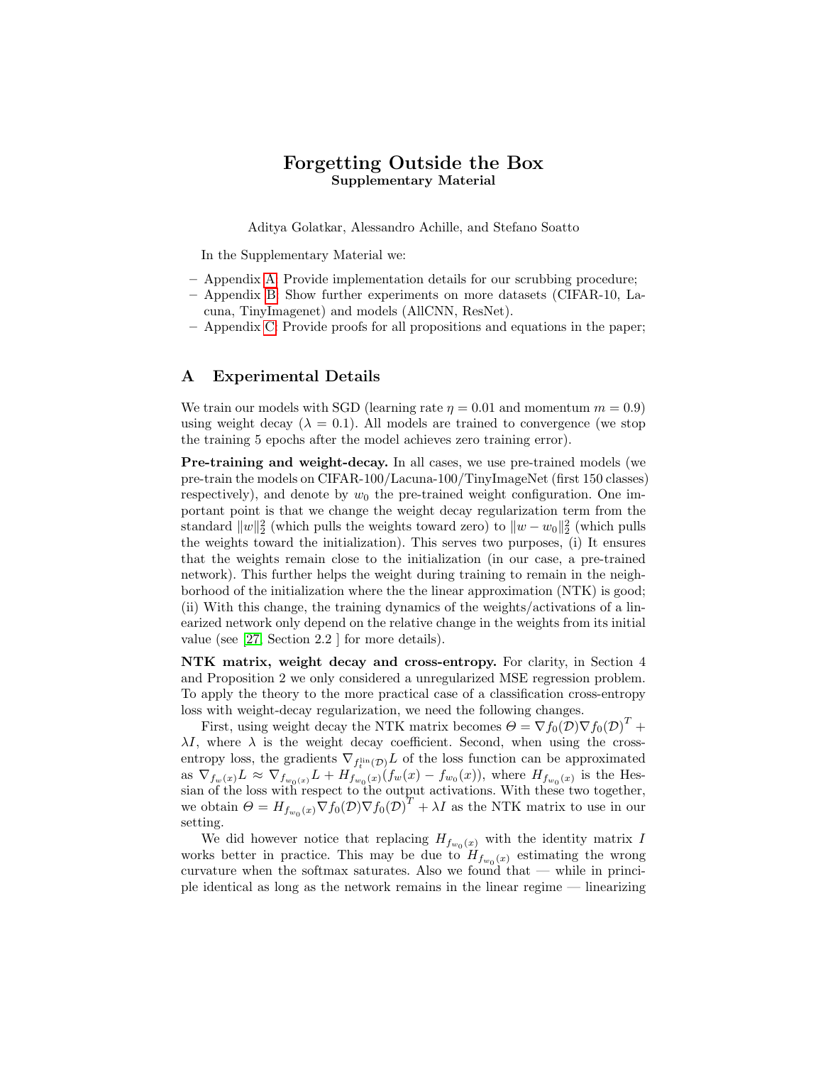# Forgetting Outside the Box
**Supplementary Material**

Aditya Golatkar, Alessandro Achille, and Stefano Soatto

In the Supplementary Material we:

- Appendix A: Provide implementation details for our scrubbing procedure;
- Appendix B: Show further experiments on more datasets (CIFAR-10, Lacuna, TinyImagenet) and models (AllCNN, ResNet).
- Appendix C: Provide proofs for all propositions and equations in the paper;

## A Experimental Details

We train our models with SGD (learning rate $\eta = 0.01$ and momentum $m = 0.9$) using weight decay ($\lambda = 0.1$). All models are trained to convergence (we stop the training 5 epochs after the model achieves zero training error).

**Pre-training and weight-decay.** In all cases, we use pre-trained models (we pre-train the models on CIFAR-100/Lacuna-100/TinyImageNet (first 150 classes) respectively), and denote by $w_0$ the pre-trained weight configuration. One important point is that we change the weight decay regularization term from the standard $\|w\|_2^2$ (which pulls the weights toward zero) to $\|w - w_0\|_2^2$ (which pulls the weights toward the initialization). This serves two purposes, (i) It ensures that the weights remain close to the initialization (in our case, a pre-trained network). This further helps the weight during training to remain in the neighborhood of the initialization where the the linear approximation (NTK) is good; (ii) With this change, the training dynamics of the weights/activations of a linearized network only depend on the relative change in the weights from its initial value (see [27, Section 2.2 ] for more details).

**NTK matrix, weight decay and cross-entropy.** For clarity, in Section 4 and Proposition 2 we only considered a unregularized MSE regression problem. To apply the theory to the more practical case of a classification cross-entropy loss with weight-decay regularization, we need the following changes.

First, using weight decay the NTK matrix becomes $\Theta = \nabla f_0(\mathcal{D}) \nabla f_0(\mathcal{D})^T + \lambda I$, where $\lambda$ is the weight decay coefficient. Second, when using the cross-entropy loss, the gradients $\nabla_{f_t^{\text{lin}}(\mathcal{D})} L$ of the loss function can be approximated as $\nabla_{f_w(x)} L \approx \nabla_{f_{w_0}(x)} L + H_{f_{w_0}(x)}(f_w(x) - f_{w_0}(x))$, where $H_{f_{w_0}(x)}$ is the Hessian of the loss with respect to the output activations. With these two together, we obtain $\Theta = H_{f_{w_0}(x)} \nabla f_0(\mathcal{D}) \nabla f_0(\mathcal{D})^T + \lambda I$ as the NTK matrix to use in our setting.

We did however notice that replacing $H_{f_{w_0}(x)}$ with the identity matrix $I$ works better in practice. This may be due to $H_{f_{w_0}(x)}$ estimating the wrong curvature when the softmax saturates. Also we found that — while in principle identical as long as the network remains in the linear regime — linearizing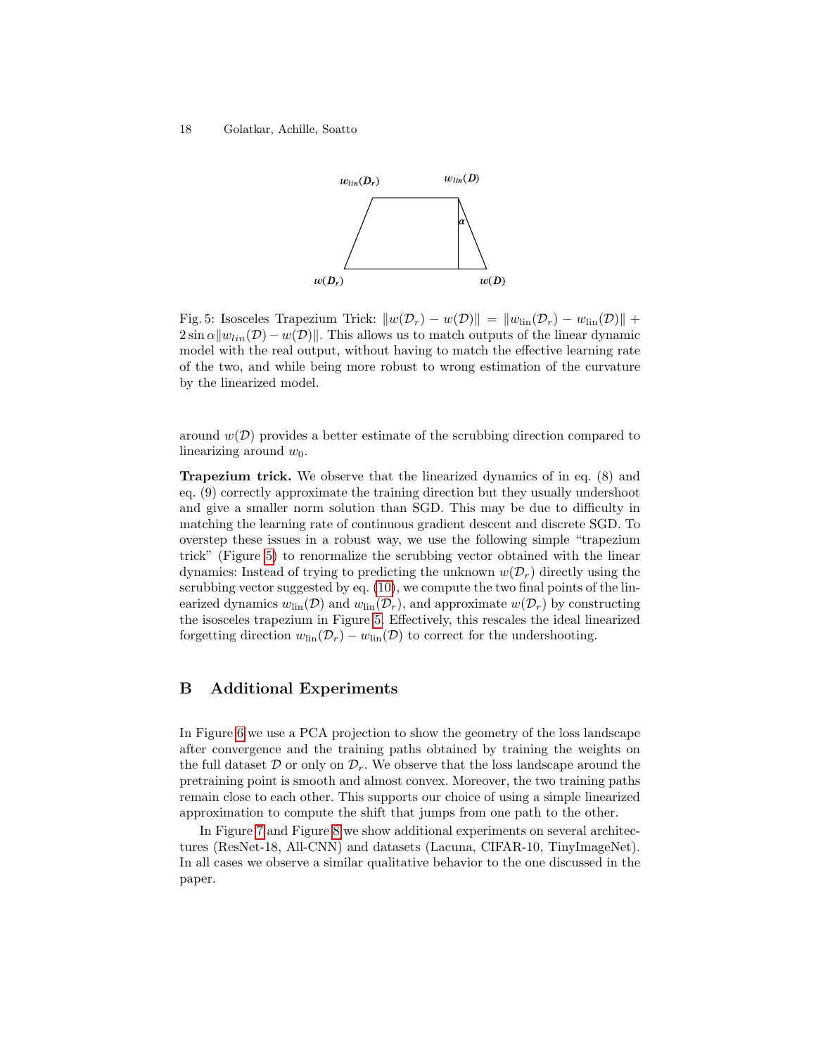Fig. 5: Isosceles Trapezium Trick: $\|w(\mathcal{D}_r) - w(\mathcal{D})\| = \|w_{\text{lin}}(\mathcal{D}_r) - w_{\text{lin}}(\mathcal{D})\| + 2\sin\alpha\|w_{lin}(\mathcal{D}) - w(\mathcal{D})\|$. This allows us to match outputs of the linear dynamic model with the real output, without having to match the effective learning rate of the two, and while being more robust to wrong estimation of the curvature by the linearized model.

around $w(\mathcal{D})$ provides a better estimate of the scrubbing direction compared to linearizing around $w_0$.

**Trapezium trick.** We observe that the linearized dynamics of in eq. (8) and eq. (9) correctly approximate the training direction but they usually undershoot and give a smaller norm solution than SGD. This may be due to difficulty in matching the learning rate of continuous gradient descent and discrete SGD. To overstep these issues in a robust way, we use the following simple "trapezium trick" (Figure 5) to renormalize the scrubbing vector obtained with the linear dynamics: Instead of trying to predicting the unknown $w(\mathcal{D}_r)$ directly using the scrubbing vector suggested by eq. (10), we compute the two final points of the linearized dynamics $w_{\text{lin}}(\mathcal{D})$ and $w_{\text{lin}}(\mathcal{D}_r)$, and approximate $w(\mathcal{D}_r)$ by constructing the isosceles trapezium in Figure 5. Effectively, this rescales the ideal linearized forgetting direction $w_{\text{lin}}(\mathcal{D}_r) - w_{\text{lin}}(\mathcal{D})$ to correct for the undershooting.

## B Additional Experiments

In Figure 6 we use a PCA projection to show the geometry of the loss landscape after convergence and the training paths obtained by training the weights on the full dataset $\mathcal{D}$ or only on $\mathcal{D}_r$. We observe that the loss landscape around the pretraining point is smooth and almost convex. Moreover, the two training paths remain close to each other. This supports our choice of using a simple linearized approximation to compute the shift that jumps from one path to the other.

In Figure 7 and Figure 8 we show additional experiments on several architectures (ResNet-18, All-CNN) and datasets (Lacuna, CIFAR-10, TinyImageNet). In all cases we observe a similar qualitative behavior to the one discussed in the paper.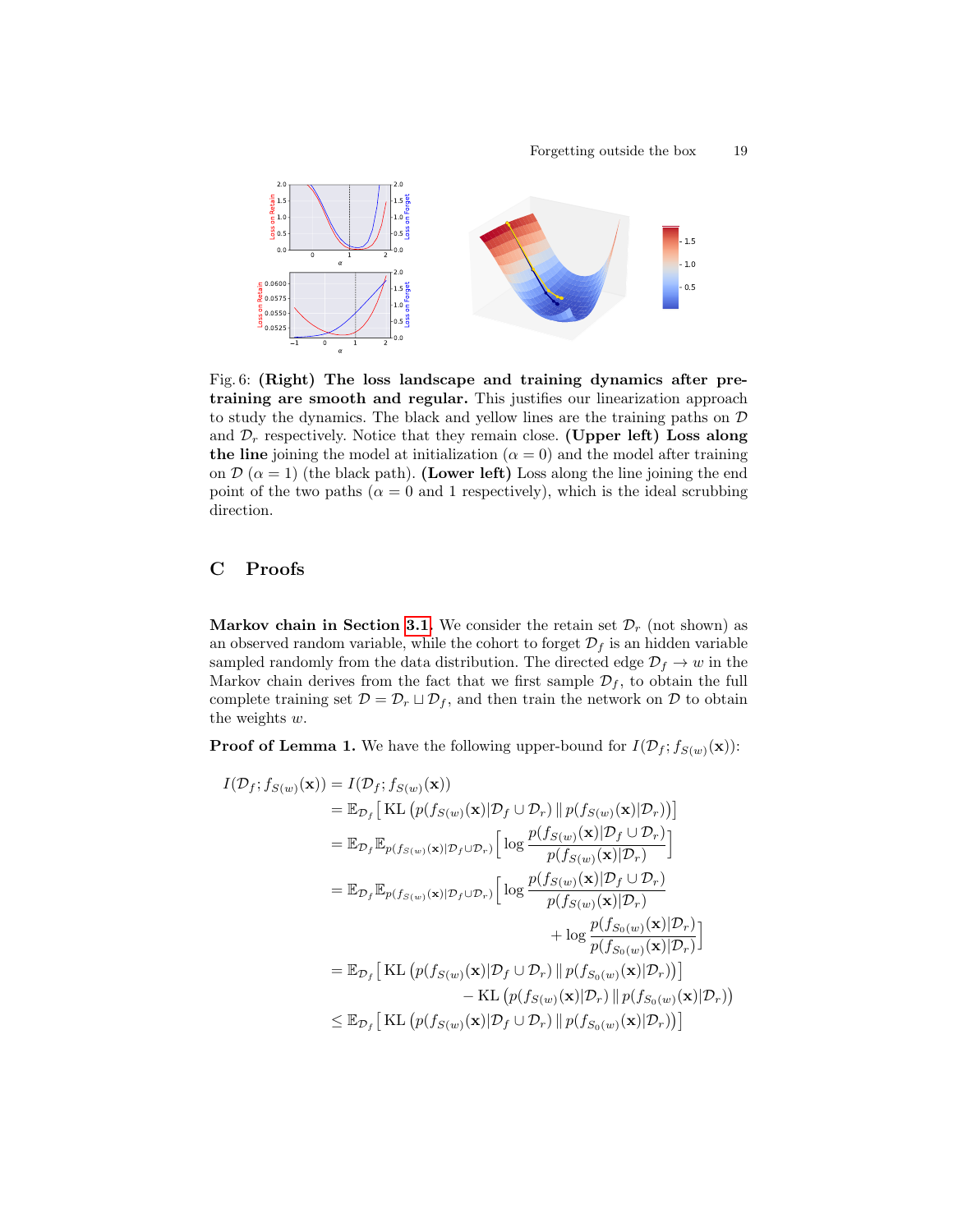Fig. 6: **(Right) The loss landscape and training dynamics after pre-training are smooth and regular.** This justifies our linearization approach to study the dynamics. The black and yellow lines are the training paths on $\mathcal{D}$ and $\mathcal{D}_r$ respectively. Notice that they remain close. **(Upper left) Loss along the line** joining the model at initialization ($\alpha = 0$) and the model after training on $\mathcal{D}$ ($\alpha = 1$) (the black path). **(Lower left)** Loss along the line joining the end point of the two paths ($\alpha = 0$ and 1 respectively), which is the ideal scrubbing direction.

## C Proofs

**Markov chain in Section 3.1.** We consider the retain set $\mathcal{D}_r$ (not shown) as an observed random variable, while the cohort to forget $\mathcal{D}_f$ is an hidden variable sampled randomly from the data distribution. The directed edge $\mathcal{D}_f \to w$ in the Markov chain derives from the fact that we first sample $\mathcal{D}_f$, to obtain the full complete training set $\mathcal{D} = \mathcal{D}_r \sqcup \mathcal{D}_f$, and then train the network on $\mathcal{D}$ to obtain the weights $w$.

**Proof of Lemma 1.** We have the following upper-bound for $I(\mathcal{D}_f; f_{S(w)}(\mathbf{x}))$:

$$
\begin{aligned}
I(\mathcal{D}_f; f_{S(w)}(\mathbf{x})) &= I(\mathcal{D}_f; f_{S(w)}(\mathbf{x})) \\
&= \mathbb{E}_{\mathcal{D}_f}\big[\, \mathrm{KL}\left(p(f_{S(w)}(\mathbf{x})|\mathcal{D}_f \cup \mathcal{D}_r) \,\|\, p(f_{S(w)}(\mathbf{x})|\mathcal{D}_r)\right)\big] \\
&= \mathbb{E}_{\mathcal{D}_f} \mathbb{E}_{p(f_{S(w)}(\mathbf{x})|\mathcal{D}_f \cup \mathcal{D}_r)}\Big[\, \log \frac{p(f_{S(w)}(\mathbf{x})|\mathcal{D}_f \cup \mathcal{D}_r)}{p(f_{S(w)}(\mathbf{x})|\mathcal{D}_r)}\Big] \\
&= \mathbb{E}_{\mathcal{D}_f} \mathbb{E}_{p(f_{S(w)}(\mathbf{x})|\mathcal{D}_f \cup \mathcal{D}_r)}\Big[\, \log \frac{p(f_{S(w)}(\mathbf{x})|\mathcal{D}_f \cup \mathcal{D}_r)}{p(f_{S(w)}(\mathbf{x})|\mathcal{D}_r)} \\
&\qquad\qquad + \log \frac{p(f_{S_0(w)}(\mathbf{x})|\mathcal{D}_r)}{p(f_{S_0(w)}(\mathbf{x})|\mathcal{D}_r)}\Big] \\
&= \mathbb{E}_{\mathcal{D}_f}\big[\, \mathrm{KL}\left(p(f_{S(w)}(\mathbf{x})|\mathcal{D}_f \cup \mathcal{D}_r) \,\|\, p(f_{S_0(w)}(\mathbf{x})|\mathcal{D}_r)\right)\big] \\
&\qquad\qquad - \mathrm{KL}\left(p(f_{S(w)}(\mathbf{x})|\mathcal{D}_r) \,\|\, p(f_{S_0(w)}(\mathbf{x})|\mathcal{D}_r)\right) \\
&\leq \mathbb{E}_{\mathcal{D}_f}\big[\, \mathrm{KL}\left(p(f_{S(w)}(\mathbf{x})|\mathcal{D}_f \cup \mathcal{D}_r) \,\|\, p(f_{S_0(w)}(\mathbf{x})|\mathcal{D}_r)\right)\big]
\end{aligned}
$$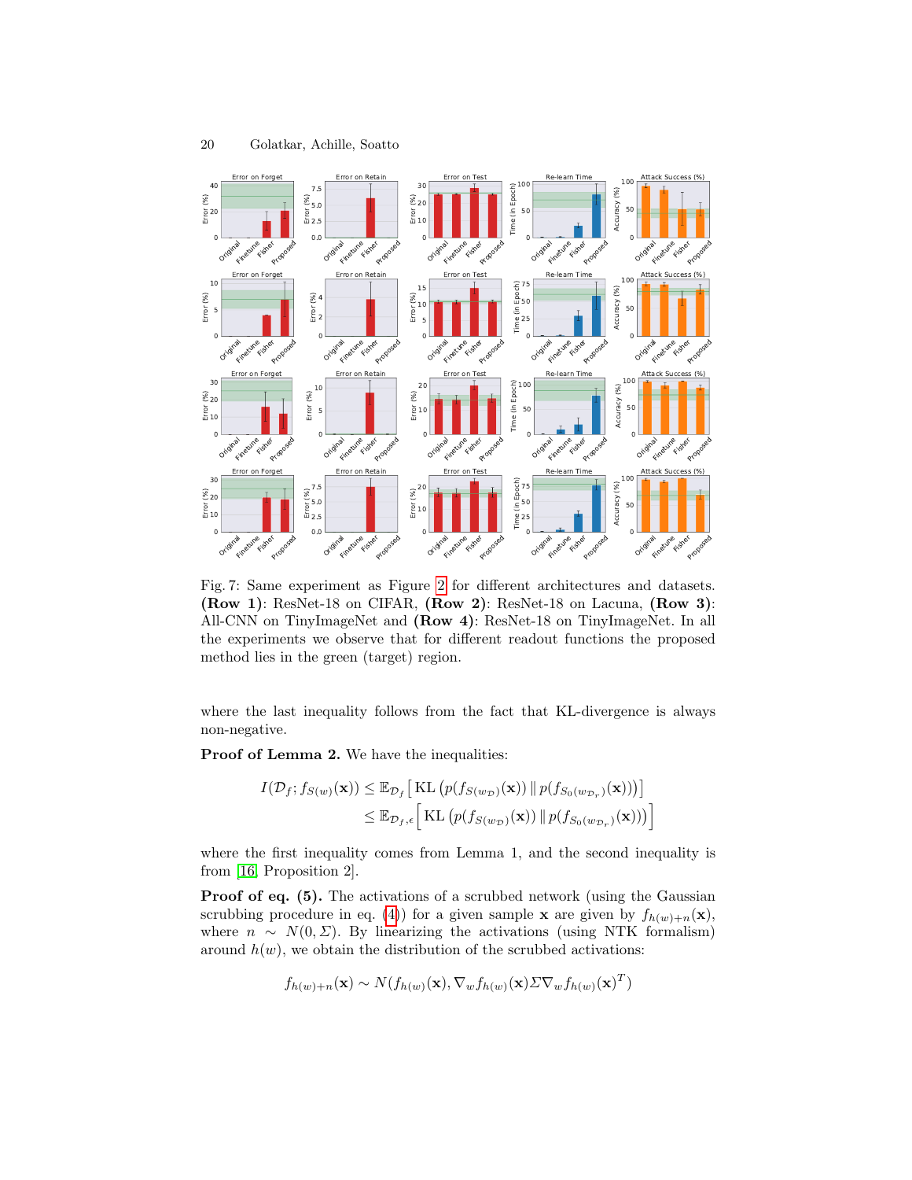Fig. 7: Same experiment as Figure 2 for different architectures and datasets. **(Row 1)**: ResNet-18 on CIFAR, **(Row 2)**: ResNet-18 on Lacuna, **(Row 3)**: All-CNN on TinyImageNet and **(Row 4)**: ResNet-18 on TinyImageNet. In all the experiments we observe that for different readout functions the proposed method lies in the green (target) region.

where the last inequality follows from the fact that KL-divergence is always non-negative.

**Proof of Lemma 2.** We have the inequalities:

$$I(\mathcal{D}_f; f_{S(w)}(\mathbf{x})) \leq \mathbb{E}_{\mathcal{D}_f}\left[ \mathrm{KL}\left( p(f_{S(w_{\mathcal{D}})}(\mathbf{x})) \,\|\, p(f_{S_0(w_{\mathcal{D}_r})}(\mathbf{x})) \right) \right]$$
$$\leq \mathbb{E}_{\mathcal{D}_f, \epsilon}\left[ \mathrm{KL}\left( p(f_{S(w_{\mathcal{D}})}(\mathbf{x})) \,\|\, p(f_{S_0(w_{\mathcal{D}_r})}(\mathbf{x})) \right) \right]$$

where the first inequality comes from Lemma 1, and the second inequality is from [16, Proposition 2].

**Proof of eq. (5).** The activations of a scrubbed network (using the Gaussian scrubbing procedure in eq. (4)) for a given sample $\mathbf{x}$ are given by $f_{h(w)+n}(\mathbf{x})$, where $n \sim N(0, \Sigma)$. By linearizing the activations (using NTK formalism) around $h(w)$, we obtain the distribution of the scrubbed activations:

$$f_{h(w)+n}(\mathbf{x}) \sim N(f_{h(w)}(\mathbf{x}), \nabla_w f_{h(w)}(\mathbf{x}) \Sigma \nabla_w f_{h(w)}(\mathbf{x})^T)$$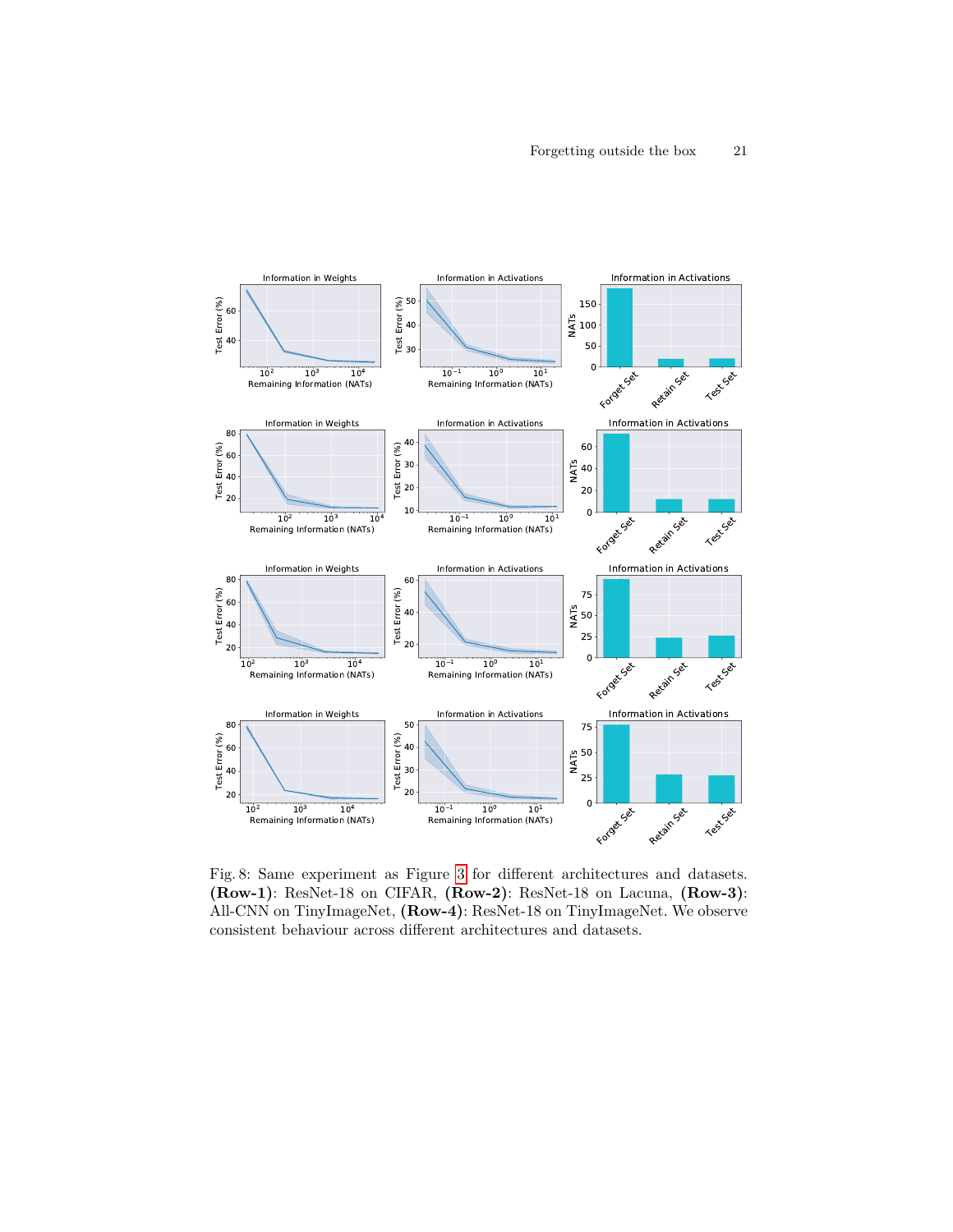Fig. 8: Same experiment as Figure 3 for different architectures and datasets. **(Row-1)**: ResNet-18 on CIFAR, **(Row-2)**: ResNet-18 on Lacuna, **(Row-3)**: All-CNN on TinyImageNet, **(Row-4)**: ResNet-18 on TinyImageNet. We observe consistent behaviour across different architectures and datasets.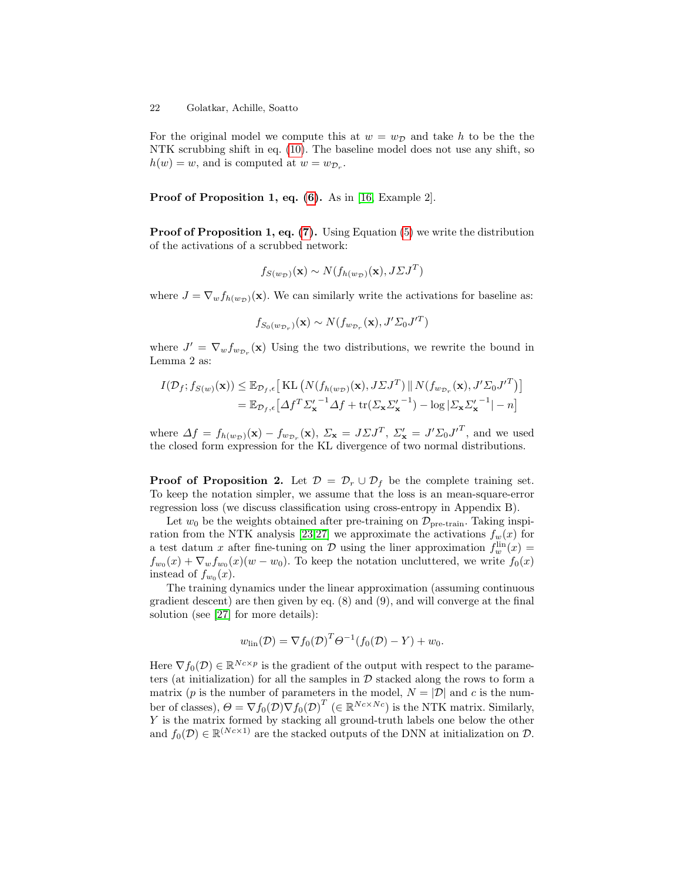For the original model we compute this at $w = w_\mathcal{D}$ and take $h$ to be the the NTK scrubbing shift in eq. (10). The baseline model does not use any shift, so $h(w) = w$, and is computed at $w = w_{\mathcal{D}_r}$.

**Proof of Proposition 1, eq. (6).** As in [16, Example 2].

**Proof of Proposition 1, eq. (7).** Using Equation (5) we write the distribution of the activations of a scrubbed network:

$$f_{S(w_\mathcal{D})}(\mathbf{x}) \sim N(f_{h(w_\mathcal{D})}(\mathbf{x}), J\Sigma J^T)$$

where $J = \nabla_w f_{h(w_\mathcal{D})}(\mathbf{x})$. We can similarly write the activations for baseline as:

$$f_{S_0(w_{\mathcal{D}_r})}(\mathbf{x}) \sim N(f_{w_{\mathcal{D}_r}}(\mathbf{x}), J'\Sigma_0 J'^T)$$

where $J' = \nabla_w f_{w_{\mathcal{D}_r}}(\mathbf{x})$ Using the two distributions, we rewrite the bound in Lemma 2 as:

$$\begin{aligned} I(\mathcal{D}_f; f_{S(w)}(\mathbf{x})) &\leq \mathbb{E}_{\mathcal{D}_f,\epsilon}\big[\operatorname{KL}\left(N(f_{h(w_\mathcal{D})}(\mathbf{x}), J\Sigma J^T) \,\|\, N(f_{w_{\mathcal{D}_r}}(\mathbf{x}), J'\Sigma_0 J'^T\right)\big] \\ &= \mathbb{E}_{\mathcal{D}_f,\epsilon}\big[\Delta f^T {\Sigma'_\mathbf{x}}^{-1} \Delta f + \operatorname{tr}(\Sigma_\mathbf{x} {\Sigma'_\mathbf{x}}^{-1}) - \log|\Sigma_\mathbf{x} {\Sigma'_\mathbf{x}}^{-1}| - n\big] \end{aligned}$$

where $\Delta f = f_{h(w_\mathcal{D})}(\mathbf{x}) - f_{w_{\mathcal{D}_r}}(\mathbf{x})$, $\Sigma_\mathbf{x} = J\Sigma J^T$, $\Sigma'_\mathbf{x} = J'\Sigma_0 {J'}^T$, and we used the closed form expression for the KL divergence of two normal distributions.

**Proof of Proposition 2.** Let $\mathcal{D} = \mathcal{D}_r \cup \mathcal{D}_f$ be the complete training set. To keep the notation simpler, we assume that the loss is an mean-square-error regression loss (we discuss classification using cross-entropy in Appendix B).

Let $w_0$ be the weights obtained after pre-training on $\mathcal{D}_{\text{pre-train}}$. Taking inspiration from the NTK analysis [23,27] we approximate the activations $f_w(x)$ for a test datum $x$ after fine-tuning on $\mathcal{D}$ using the liner approximation $f_w^{\text{lin}}(x) = f_{w_0}(x) + \nabla_w f_{w_0}(x)(w - w_0)$. To keep the notation uncluttered, we write $f_0(x)$ instead of $f_{w_0}(x)$.

The training dynamics under the linear approximation (assuming continuous gradient descent) are then given by eq. (8) and (9), and will converge at the final solution (see [27] for more details):

$$w_{\text{lin}}(\mathcal{D}) = \nabla f_0(\mathcal{D})^T \Theta^{-1}(f_0(\mathcal{D}) - Y) + w_0.$$

Here $\nabla f_0(\mathcal{D}) \in \mathbb{R}^{Nc\times p}$ is the gradient of the output with respect to the parameters (at initialization) for all the samples in $\mathcal{D}$ stacked along the rows to form a matrix ($p$ is the number of parameters in the model, $N = |\mathcal{D}|$ and $c$ is the number of classes), $\Theta = \nabla f_0(\mathcal{D}) \nabla f_0(\mathcal{D})^T$ ($\in \mathbb{R}^{Nc\times Nc}$) is the NTK matrix. Similarly, $Y$ is the matrix formed by stacking all ground-truth labels one below the other and $f_0(\mathcal{D}) \in \mathbb{R}^{(Nc\times 1)}$ are the stacked outputs of the DNN at initialization on $\mathcal{D}$.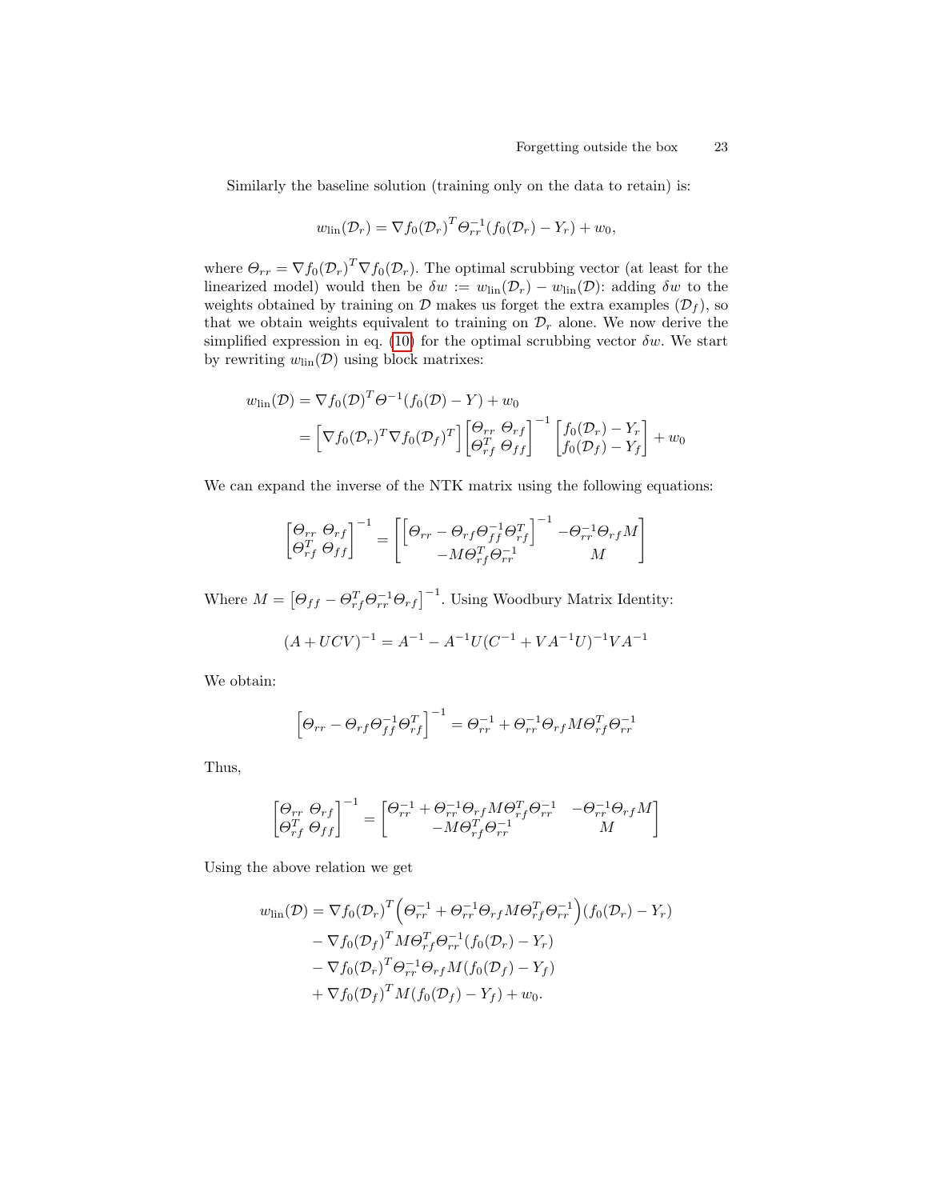Similarly the baseline solution (training only on the data to retain) is:

$$w_{\text{lin}}(\mathcal{D}_r) = \nabla f_0(\mathcal{D}_r)^T \Theta_{rr}^{-1}(f_0(\mathcal{D}_r) - Y_r) + w_0,$$

where $\Theta_{rr} = \nabla f_0(\mathcal{D}_r)^T \nabla f_0(\mathcal{D}_r)$. The optimal scrubbing vector (at least for the linearized model) would then be $\delta w := w_{\text{lin}}(\mathcal{D}_r) - w_{\text{lin}}(\mathcal{D})$: adding $\delta w$ to the weights obtained by training on $\mathcal{D}$ makes us forget the extra examples ($\mathcal{D}_f$), so that we obtain weights equivalent to training on $\mathcal{D}_r$ alone. We now derive the simplified expression in eq. (10) for the optimal scrubbing vector $\delta w$. We start by rewriting $w_{\text{lin}}(\mathcal{D})$ using block matrixes:

$$\begin{aligned}
w_{\text{lin}}(\mathcal{D}) &= \nabla f_0(\mathcal{D})^T \Theta^{-1}(f_0(\mathcal{D}) - Y) + w_0 \\
&= \begin{bmatrix} \nabla f_0(\mathcal{D}_r)^T \nabla f_0(\mathcal{D}_f)^T \end{bmatrix} \begin{bmatrix} \Theta_{rr} & \Theta_{rf} \\ \Theta_{rf}^T & \Theta_{ff} \end{bmatrix}^{-1} \begin{bmatrix} f_0(\mathcal{D}_r) - Y_r \\ f_0(\mathcal{D}_f) - Y_f \end{bmatrix} + w_0
\end{aligned}$$

We can expand the inverse of the NTK matrix using the following equations:

$$\begin{bmatrix} \Theta_{rr} & \Theta_{rf} \\ \Theta_{rf}^T & \Theta_{ff} \end{bmatrix}^{-1} = \begin{bmatrix} \left[\Theta_{rr} - \Theta_{rf}\Theta_{ff}^{-1}\Theta_{rf}^T\right]^{-1} & -\Theta_{rr}^{-1}\Theta_{rf}M \\ -M\Theta_{rf}^T\Theta_{rr}^{-1} & M \end{bmatrix}$$

Where $M = \left[\Theta_{ff} - \Theta_{rf}^T\Theta_{rr}^{-1}\Theta_{rf}\right]^{-1}$. Using Woodbury Matrix Identity:

$$(A + UCV)^{-1} = A^{-1} - A^{-1}U(C^{-1} + VA^{-1}U)^{-1}VA^{-1}$$

We obtain:

$$\left[\Theta_{rr} - \Theta_{rf}\Theta_{ff}^{-1}\Theta_{rf}^T\right]^{-1} = \Theta_{rr}^{-1} + \Theta_{rr}^{-1}\Theta_{rf}M\Theta_{rf}^T\Theta_{rr}^{-1}$$

Thus,

$$\begin{bmatrix} \Theta_{rr} & \Theta_{rf} \\ \Theta_{rf}^T & \Theta_{ff} \end{bmatrix}^{-1} = \begin{bmatrix} \Theta_{rr}^{-1} + \Theta_{rr}^{-1}\Theta_{rf}M\Theta_{rf}^T\Theta_{rr}^{-1} & -\Theta_{rr}^{-1}\Theta_{rf}M \\ -M\Theta_{rf}^T\Theta_{rr}^{-1} & M \end{bmatrix}$$

Using the above relation we get

$$\begin{aligned}
w_{\text{lin}}(\mathcal{D}) = &\nabla f_0(\mathcal{D}_r)^T \left(\Theta_{rr}^{-1} + \Theta_{rr}^{-1}\Theta_{rf}M\Theta_{rf}^T\Theta_{rr}^{-1}\right)(f_0(\mathcal{D}_r) - Y_r) \\
&- \nabla f_0(\mathcal{D}_f)^T M\Theta_{rf}^T\Theta_{rr}^{-1}(f_0(\mathcal{D}_r) - Y_r) \\
&- \nabla f_0(\mathcal{D}_r)^T \Theta_{rr}^{-1}\Theta_{rf}M(f_0(\mathcal{D}_f) - Y_f) \\
&+ \nabla f_0(\mathcal{D}_f)^T M(f_0(\mathcal{D}_f) - Y_f) + w_0.
\end{aligned}$$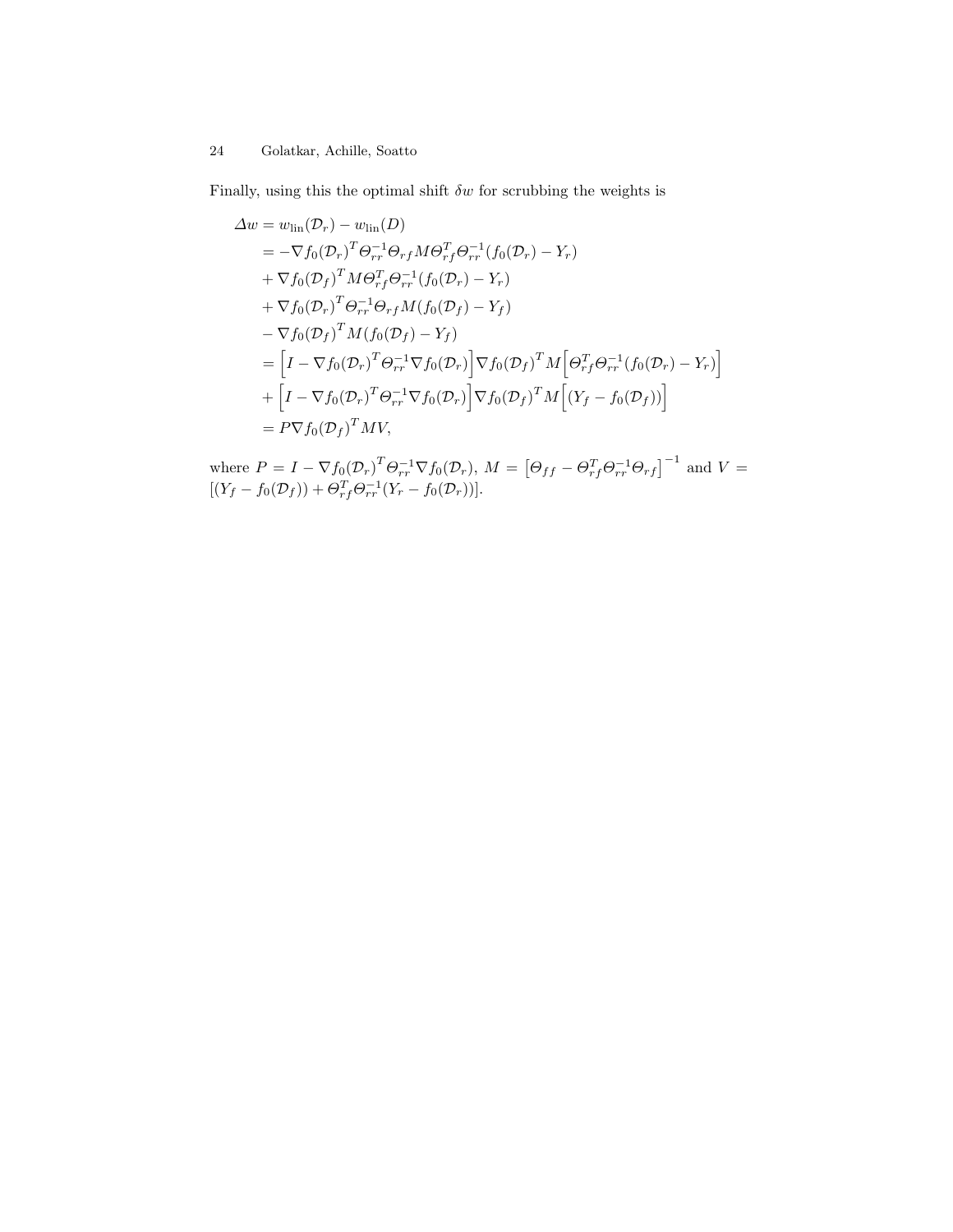Finally, using this the optimal shift $\delta w$ for scrubbing the weights is

$$
\begin{aligned}
\Delta w &= w_{\text{lin}}(\mathcal{D}_r) - w_{\text{lin}}(D) \\
&= -\nabla f_0(\mathcal{D}_r)^T \Theta_{rr}^{-1} \Theta_{rf} M \Theta_{rf}^T \Theta_{rr}^{-1} (f_0(\mathcal{D}_r) - Y_r) \\
&+ \nabla f_0(\mathcal{D}_f)^T M \Theta_{rf}^T \Theta_{rr}^{-1} (f_0(\mathcal{D}_r) - Y_r) \\
&+ \nabla f_0(\mathcal{D}_r)^T \Theta_{rr}^{-1} \Theta_{rf} M (f_0(\mathcal{D}_f) - Y_f) \\
&- \nabla f_0(\mathcal{D}_f)^T M (f_0(\mathcal{D}_f) - Y_f) \\
&= \Big[ I - \nabla f_0(\mathcal{D}_r)^T \Theta_{rr}^{-1} \nabla f_0(\mathcal{D}_r) \Big] \nabla f_0(\mathcal{D}_f)^T M \Big[ \Theta_{rf}^T \Theta_{rr}^{-1} (f_0(\mathcal{D}_r) - Y_r) \Big] \\
&+ \Big[ I - \nabla f_0(\mathcal{D}_r)^T \Theta_{rr}^{-1} \nabla f_0(\mathcal{D}_r) \Big] \nabla f_0(\mathcal{D}_f)^T M \Big[ (Y_f - f_0(\mathcal{D}_f)) \Big] \\
&= P \nabla f_0(\mathcal{D}_f)^T M V,
\end{aligned}
$$

where $P = I - \nabla f_0(\mathcal{D}_r)^T \Theta_{rr}^{-1} \nabla f_0(\mathcal{D}_r)$, $M = \left[ \Theta_{ff} - \Theta_{rf}^T \Theta_{rr}^{-1} \Theta_{rf} \right]^{-1}$ and $V = [(Y_f - f_0(\mathcal{D}_f)) + \Theta_{rf}^T \Theta_{rr}^{-1} (Y_r - f_0(\mathcal{D}_r))]$.